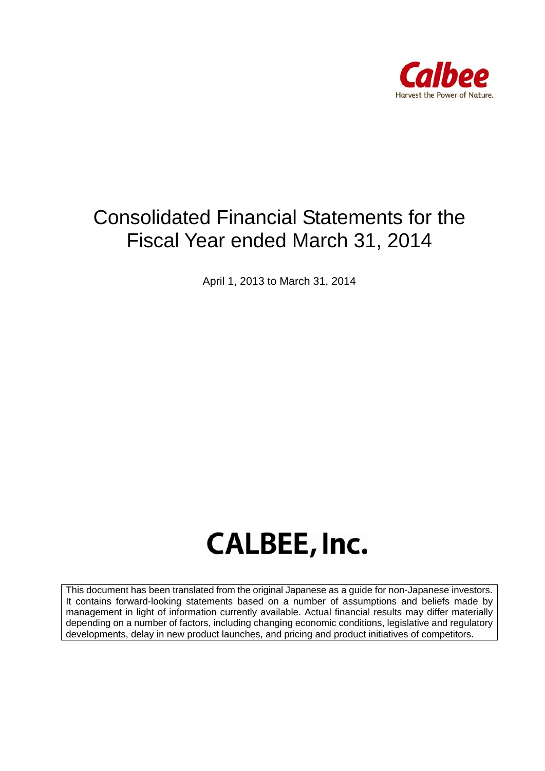Calbee

Harvest the Power of Nature.

# Consolidated Financial Statements for the Fiscal Year ended March 31, 2014

April 1, 2013 to March 31, 2014

## CALBEE, Inc.

This document has been translated from the original Japanese as a guide for non-Japanese investors. It contains forward-looking statements based on a number of assumptions and beliefs made by management in light of information currently available. Actual financial results may differ materially depending on a number of factors, including changing economic conditions, legislative and regulatory developments, delay in new product launches, and pricing and product initiatives of competitors.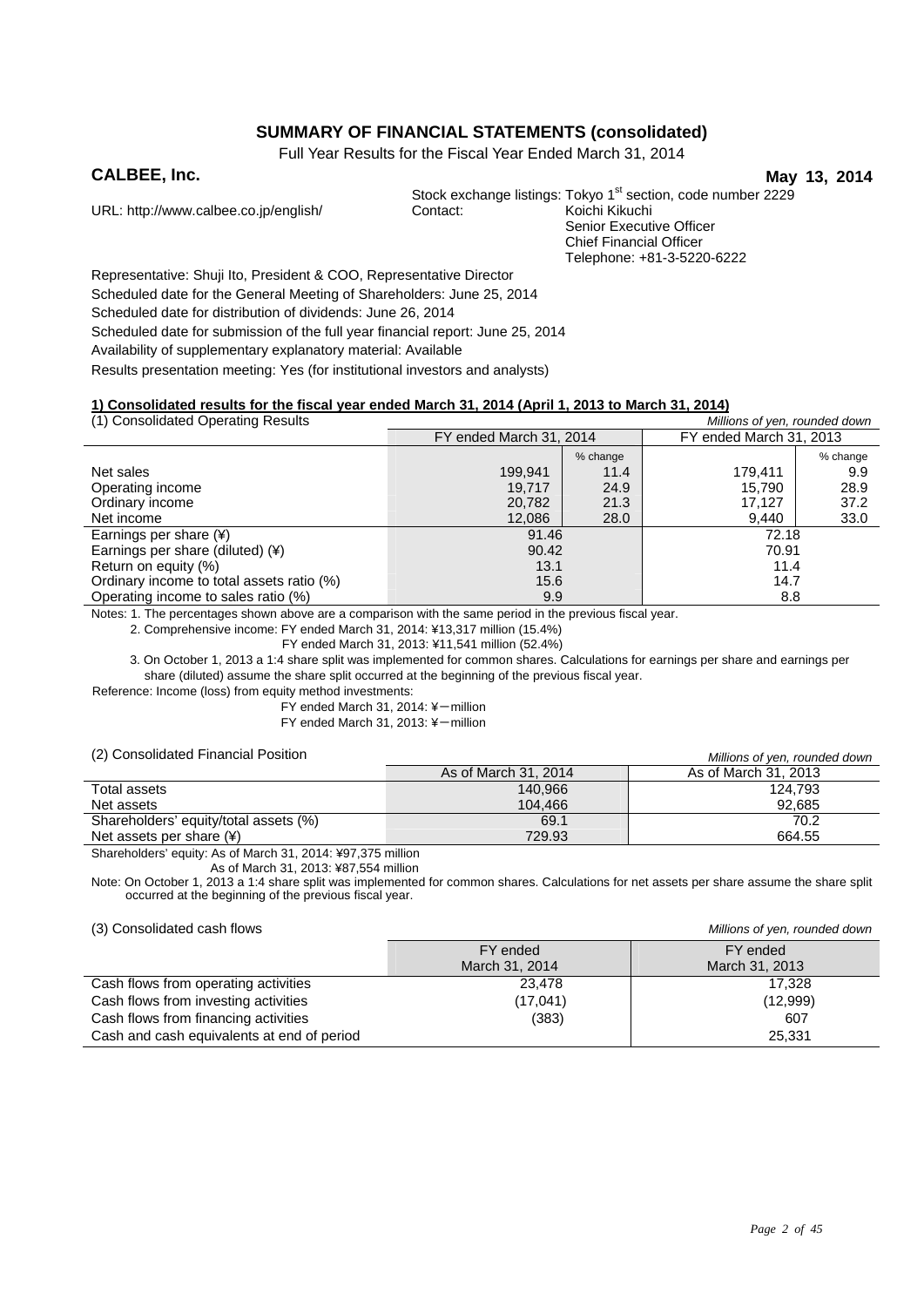# SUMMARY OF FINANCIAL STATEMENTS (consolidated)

Full Year Results for the Fiscal Year Ended March 31, 2014

**CALBEE, Inc.** **May 13, 2014**

URL: http://www.calbee.co.jp/english/

Stock exchange listings: Tokyo 1st section, code number 2229

Contact: Koichi Kikuchi
Senior Executive Officer
Chief Financial Officer
Telephone: +81-3-5220-6222

Representative: Shuji Ito, President & COO, Representative Director

Scheduled date for the General Meeting of Shareholders: June 25, 2014

Scheduled date for distribution of dividends: June 26, 2014

Scheduled date for submission of the full year financial report: June 25, 2014

Availability of supplementary explanatory material: Available

Results presentation meeting: Yes (for institutional investors and analysts)

**1) Consolidated results for the fiscal year ended March 31, 2014 (April 1, 2013 to March 31, 2014)**

(1) Consolidated Operating Results *Millions of yen, rounded down*

| | FY ended March 31, 2014 | | FY ended March 31, 2013 | |
|---|---|---|---|---|
| | | % change | | % change |
| Net sales | 199,941 | 11.4 | 179,411 | 9.9 |
| Operating income | 19,717 | 24.9 | 15,790 | 28.9 |
| Ordinary income | 20,782 | 21.3 | 17,127 | 37.2 |
| Net income | 12,086 | 28.0 | 9,440 | 33.0 |
| Earnings per share (¥) | 91.46 | | 72.18 | |
| Earnings per share (diluted) (¥) | 90.42 | | 70.91 | |
| Return on equity (%) | 13.1 | | 11.4 | |
| Ordinary income to total assets ratio (%) | 15.6 | | 14.7 | |
| Operating income to sales ratio (%) | 9.9 | | 8.8 | |

Notes: 1. The percentages shown above are a comparison with the same period in the previous fiscal year.

2. Comprehensive income: FY ended March 31, 2014: ¥13,317 million (15.4%)
FY ended March 31, 2013: ¥11,541 million (52.4%)

3. On October 1, 2013 a 1:4 share split was implemented for common shares. Calculations for earnings per share and earnings per share (diluted) assume the share split occurred at the beginning of the previous fiscal year.

Reference: Income (loss) from equity method investments:
FY ended March 31, 2014: ¥－million
FY ended March 31, 2013: ¥－million

(2) Consolidated Financial Position *Millions of yen, rounded down*

| | As of March 31, 2014 | As of March 31, 2013 |
|---|---|---|
| Total assets | 140,966 | 124,793 |
| Net assets | 104,466 | 92,685 |
| Shareholders' equity/total assets (%) | 69.1 | 70.2 |
| Net assets per share (¥) | 729.93 | 664.55 |

Shareholders' equity: As of March 31, 2014: ¥97,375 million
As of March 31, 2013: ¥87,554 million

Note: On October 1, 2013 a 1:4 share split was implemented for common shares. Calculations for net assets per share assume the share split occurred at the beginning of the previous fiscal year.

(3) Consolidated cash flows *Millions of yen, rounded down*

| | FY ended March 31, 2014 | FY ended March 31, 2013 |
|---|---|---|
| Cash flows from operating activities | 23,478 | 17,328 |
| Cash flows from investing activities | (17,041) | (12,999) |
| Cash flows from financing activities | (383) | 607 |
| Cash and cash equivalents at end of period | | 25,331 |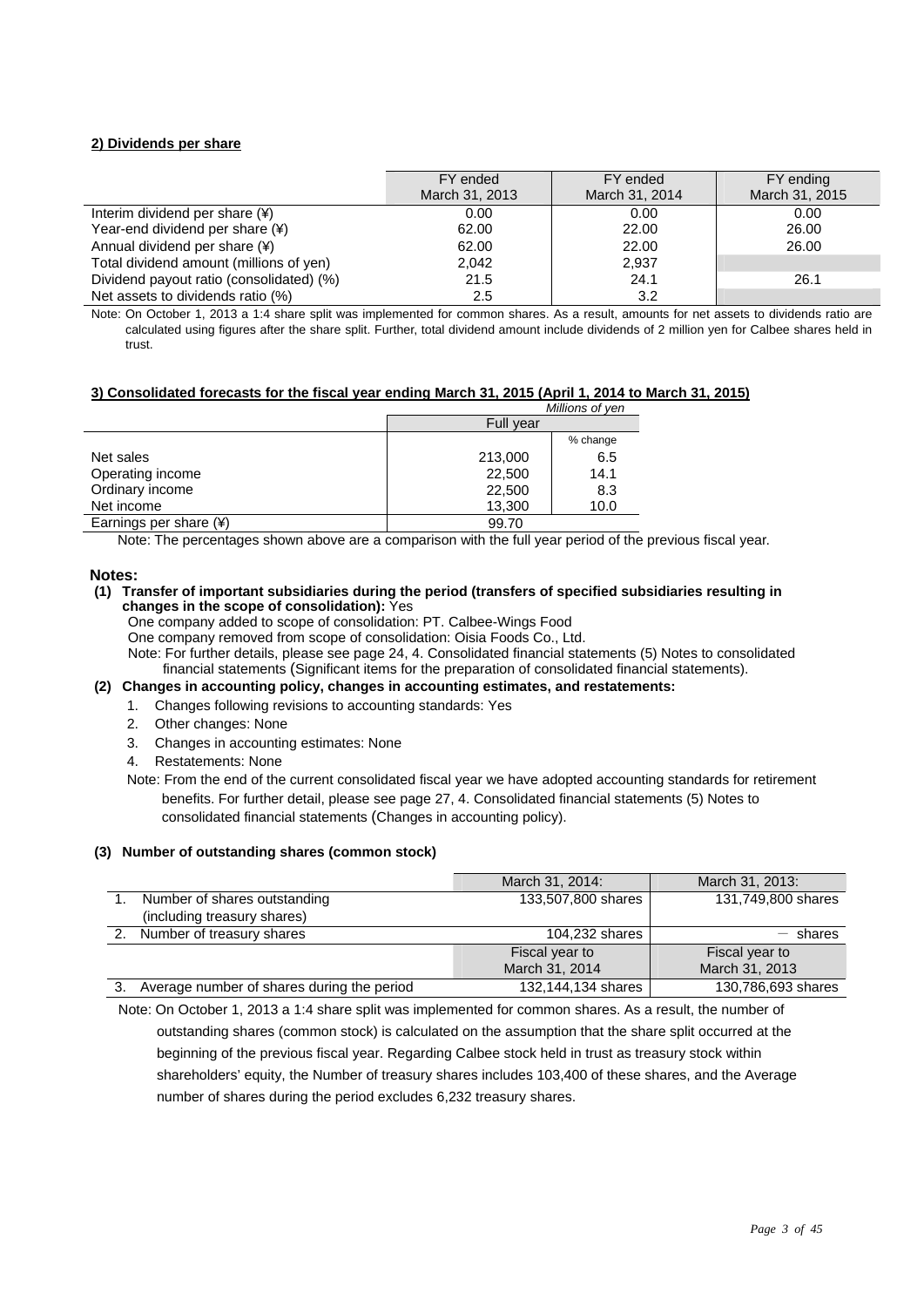**2) Dividends per share**

| | FY ended March 31, 2013 | FY ended March 31, 2014 | FY ending March 31, 2015 |
|---|---|---|---|
| Interim dividend per share (¥) | 0.00 | 0.00 | 0.00 |
| Year-end dividend per share (¥) | 62.00 | 22.00 | 26.00 |
| Annual dividend per share (¥) | 62.00 | 22.00 | 26.00 |
| Total dividend amount (millions of yen) | 2,042 | 2,937 | |
| Dividend payout ratio (consolidated) (%) | 21.5 | 24.1 | 26.1 |
| Net assets to dividends ratio (%) | 2.5 | 3.2 | |

Note: On October 1, 2013 a 1:4 share split was implemented for common shares. As a result, amounts for net assets to dividends ratio are calculated using figures after the share split. Further, total dividend amount include dividends of 2 million yen for Calbee shares held in trust.

**3) Consolidated forecasts for the fiscal year ending March 31, 2015 (April 1, 2014 to March 31, 2015)**

*Millions of yen*

| | Full year | |
|---|---|---|
| | | % change |
| Net sales | 213,000 | 6.5 |
| Operating income | 22,500 | 14.1 |
| Ordinary income | 22,500 | 8.3 |
| Net income | 13,300 | 10.0 |
| Earnings per share (¥) | 99.70 | |

Note: The percentages shown above are a comparison with the full year period of the previous fiscal year.

**Notes:**

**(1) Transfer of important subsidiaries during the period (transfers of specified subsidiaries resulting in changes in the scope of consolidation):** Yes

One company added to scope of consolidation: PT. Calbee-Wings Food

One company removed from scope of consolidation: Oisia Foods Co., Ltd.

Note: For further details, please see page 24, 4. Consolidated financial statements (5) Notes to consolidated financial statements (Significant items for the preparation of consolidated financial statements).

**(2) Changes in accounting policy, changes in accounting estimates, and restatements:**

1. Changes following revisions to accounting standards: Yes
2. Other changes: None
3. Changes in accounting estimates: None
4. Restatements: None

Note: From the end of the current consolidated fiscal year we have adopted accounting standards for retirement benefits. For further detail, please see page 27, 4. Consolidated financial statements (5) Notes to consolidated financial statements (Changes in accounting policy).

**(3) Number of outstanding shares (common stock)**

| | March 31, 2014: | March 31, 2013: |
|---|---|---|
| 1. Number of shares outstanding (including treasury shares) | 133,507,800 shares | 131,749,800 shares |
| 2. Number of treasury shares | 104,232 shares | － shares |
| | Fiscal year to March 31, 2014 | Fiscal year to March 31, 2013 |
| 3. Average number of shares during the period | 132,144,134 shares | 130,786,693 shares |

Note: On October 1, 2013 a 1:4 share split was implemented for common shares. As a result, the number of outstanding shares (common stock) is calculated on the assumption that the share split occurred at the beginning of the previous fiscal year. Regarding Calbee stock held in trust as treasury stock within shareholders' equity, the Number of treasury shares includes 103,400 of these shares, and the Average number of shares during the period excludes 6,232 treasury shares.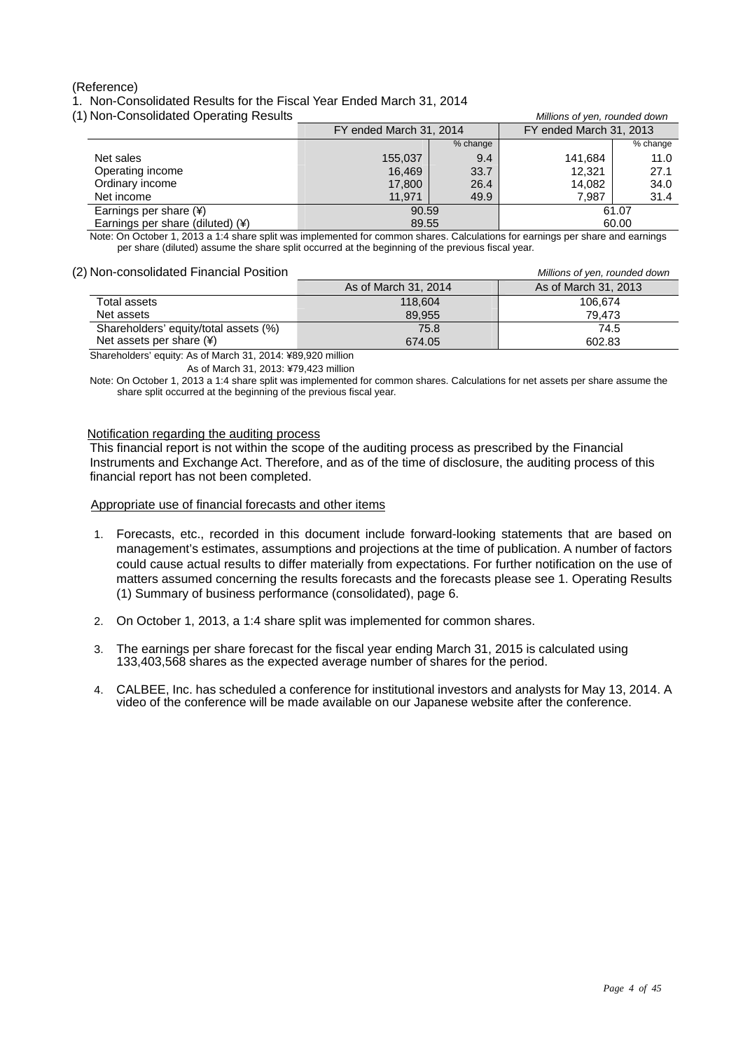(Reference)

1. Non-Consolidated Results for the Fiscal Year Ended March 31, 2014

(1) Non-Consolidated Operating Results

*Millions of yen, rounded down*

| | FY ended March 31, 2014 | | FY ended March 31, 2013 | |
|---|---|---|---|---|
| | | % change | | % change |
| Net sales | 155,037 | 9.4 | 141,684 | 11.0 |
| Operating income | 16,469 | 33.7 | 12,321 | 27.1 |
| Ordinary income | 17,800 | 26.4 | 14,082 | 34.0 |
| Net income | 11,971 | 49.9 | 7,987 | 31.4 |
| Earnings per share (¥) | 90.59 | | 61.07 | |
| Earnings per share (diluted) (¥) | 89.55 | | 60.00 | |

Note: On October 1, 2013 a 1:4 share split was implemented for common shares. Calculations for earnings per share and earnings per share (diluted) assume the share split occurred at the beginning of the previous fiscal year.

(2) Non-consolidated Financial Position

*Millions of yen, rounded down*

| | As of March 31, 2014 | As of March 31, 2013 |
|---|---|---|
| Total assets | 118,604 | 106,674 |
| Net assets | 89,955 | 79,473 |
| Shareholders' equity/total assets (%) | 75.8 | 74.5 |
| Net assets per share (¥) | 674.05 | 602.83 |

Shareholders' equity: As of March 31, 2014: ¥89,920 million

As of March 31, 2013: ¥79,423 million

Note: On October 1, 2013 a 1:4 share split was implemented for common shares. Calculations for net assets per share assume the share split occurred at the beginning of the previous fiscal year.

Notification regarding the auditing process

This financial report is not within the scope of the auditing process as prescribed by the Financial Instruments and Exchange Act. Therefore, and as of the time of disclosure, the auditing process of this financial report has not been completed.

Appropriate use of financial forecasts and other items

1. Forecasts, etc., recorded in this document include forward-looking statements that are based on management's estimates, assumptions and projections at the time of publication. A number of factors could cause actual results to differ materially from expectations. For further notification on the use of matters assumed concerning the results forecasts and the forecasts please see 1. Operating Results (1) Summary of business performance (consolidated), page 6.

2. On October 1, 2013, a 1:4 share split was implemented for common shares.

3. The earnings per share forecast for the fiscal year ending March 31, 2015 is calculated using 133,403,568 shares as the expected average number of shares for the period.

4. CALBEE, Inc. has scheduled a conference for institutional investors and analysts for May 13, 2014. A video of the conference will be made available on our Japanese website after the conference.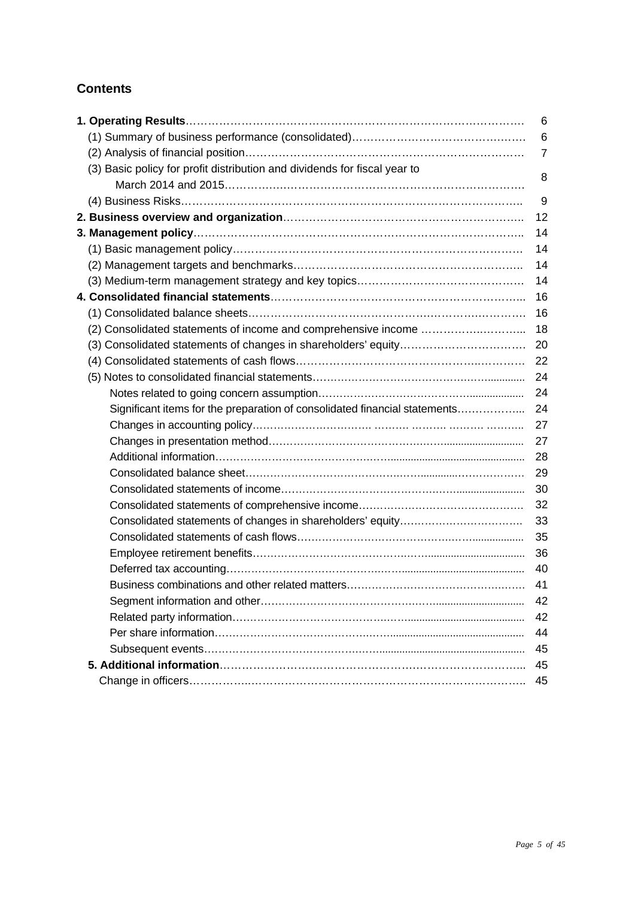## Contents

| | |
|---|---|
| **1. Operating Results** | 6 |
| (1) Summary of business performance (consolidated) | 6 |
| (2) Analysis of financial position | 7 |
| (3) Basic policy for profit distribution and dividends for fiscal year to March 2014 and 2015 | 8 |
| (4) Business Risks | 9 |
| **2. Business overview and organization** | 12 |
| **3. Management policy** | 14 |
| (1) Basic management policy | 14 |
| (2) Management targets and benchmarks | 14 |
| (3) Medium-term management strategy and key topics | 14 |
| **4. Consolidated financial statements** | 16 |
| (1) Consolidated balance sheets | 16 |
| (2) Consolidated statements of income and comprehensive income | 18 |
| (3) Consolidated statements of changes in shareholders' equity | 20 |
| (4) Consolidated statements of cash flows | 22 |
| (5) Notes to consolidated financial statements | 24 |
| Notes related to going concern assumption | 24 |
| Significant items for the preparation of consolidated financial statements | 24 |
| Changes in accounting policy | 27 |
| Changes in presentation method | 27 |
| Additional information | 28 |
| Consolidated balance sheet | 29 |
| Consolidated statements of income | 30 |
| Consolidated statements of comprehensive income | 32 |
| Consolidated statements of changes in shareholders' equity | 33 |
| Consolidated statements of cash flows | 35 |
| Employee retirement benefits | 36 |
| Deferred tax accounting | 40 |
| Business combinations and other related matters | 41 |
| Segment information and other | 42 |
| Related party information | 42 |
| Per share information | 44 |
| Subsequent events | 45 |
| **5. Additional information** | 45 |
| Change in officers | 45 |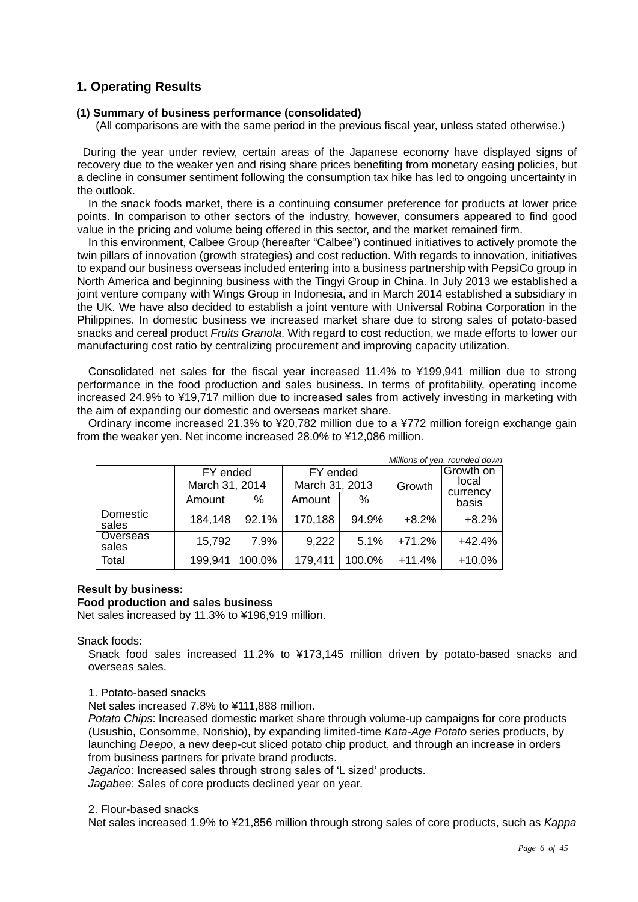## 1. Operating Results

### (1) Summary of business performance (consolidated)

(All comparisons are with the same period in the previous fiscal year, unless stated otherwise.)

During the year under review, certain areas of the Japanese economy have displayed signs of recovery due to the weaker yen and rising share prices benefiting from monetary easing policies, but a decline in consumer sentiment following the consumption tax hike has led to ongoing uncertainty in the outlook.

In the snack foods market, there is a continuing consumer preference for products at lower price points. In comparison to other sectors of the industry, however, consumers appeared to find good value in the pricing and volume being offered in this sector, and the market remained firm.

In this environment, Calbee Group (hereafter "Calbee") continued initiatives to actively promote the twin pillars of innovation (growth strategies) and cost reduction. With regards to innovation, initiatives to expand our business overseas included entering into a business partnership with PepsiCo group in North America and beginning business with the Tingyi Group in China. In July 2013 we established a joint venture company with Wings Group in Indonesia, and in March 2014 established a subsidiary in the UK. We have also decided to establish a joint venture with Universal Robina Corporation in the Philippines. In domestic business we increased market share due to strong sales of potato-based snacks and cereal product *Fruits Granola*. With regard to cost reduction, we made efforts to lower our manufacturing cost ratio by centralizing procurement and improving capacity utilization.

Consolidated net sales for the fiscal year increased 11.4% to ¥199,941 million due to strong performance in the food production and sales business. In terms of profitability, operating income increased 24.9% to ¥19,717 million due to increased sales from actively investing in marketing with the aim of expanding our domestic and overseas market share.

Ordinary income increased 21.3% to ¥20,782 million due to a ¥772 million foreign exchange gain from the weaker yen. Net income increased 28.0% to ¥12,086 million.

*Millions of yen, rounded down*

| | FY ended March 31, 2014 | | FY ended March 31, 2013 | | Growth | Growth on local currency basis |
|---|---|---|---|---|---|---|
| | Amount | % | Amount | % | | |
| Domestic sales | 184,148 | 92.1% | 170,188 | 94.9% | +8.2% | +8.2% |
| Overseas sales | 15,792 | 7.9% | 9,222 | 5.1% | +71.2% | +42.4% |
| Total | 199,941 | 100.0% | 179,411 | 100.0% | +11.4% | +10.0% |

**Result by business:**

**Food production and sales business**

Net sales increased by 11.3% to ¥196,919 million.

Snack foods:

Snack food sales increased 11.2% to ¥173,145 million driven by potato-based snacks and overseas sales.

1. Potato-based snacks

Net sales increased 7.8% to ¥111,888 million.

*Potato Chips*: Increased domestic market share through volume-up campaigns for core products (Usushio, Consomme, Norishio), by expanding limited-time *Kata-Age Potato* series products, by launching *Deepo*, a new deep-cut sliced potato chip product, and through an increase in orders from business partners for private brand products.

*Jagarico*: Increased sales through strong sales of 'L sized' products.

*Jagabee*: Sales of core products declined year on year.

2. Flour-based snacks

Net sales increased 1.9% to ¥21,856 million through strong sales of core products, such as *Kappa*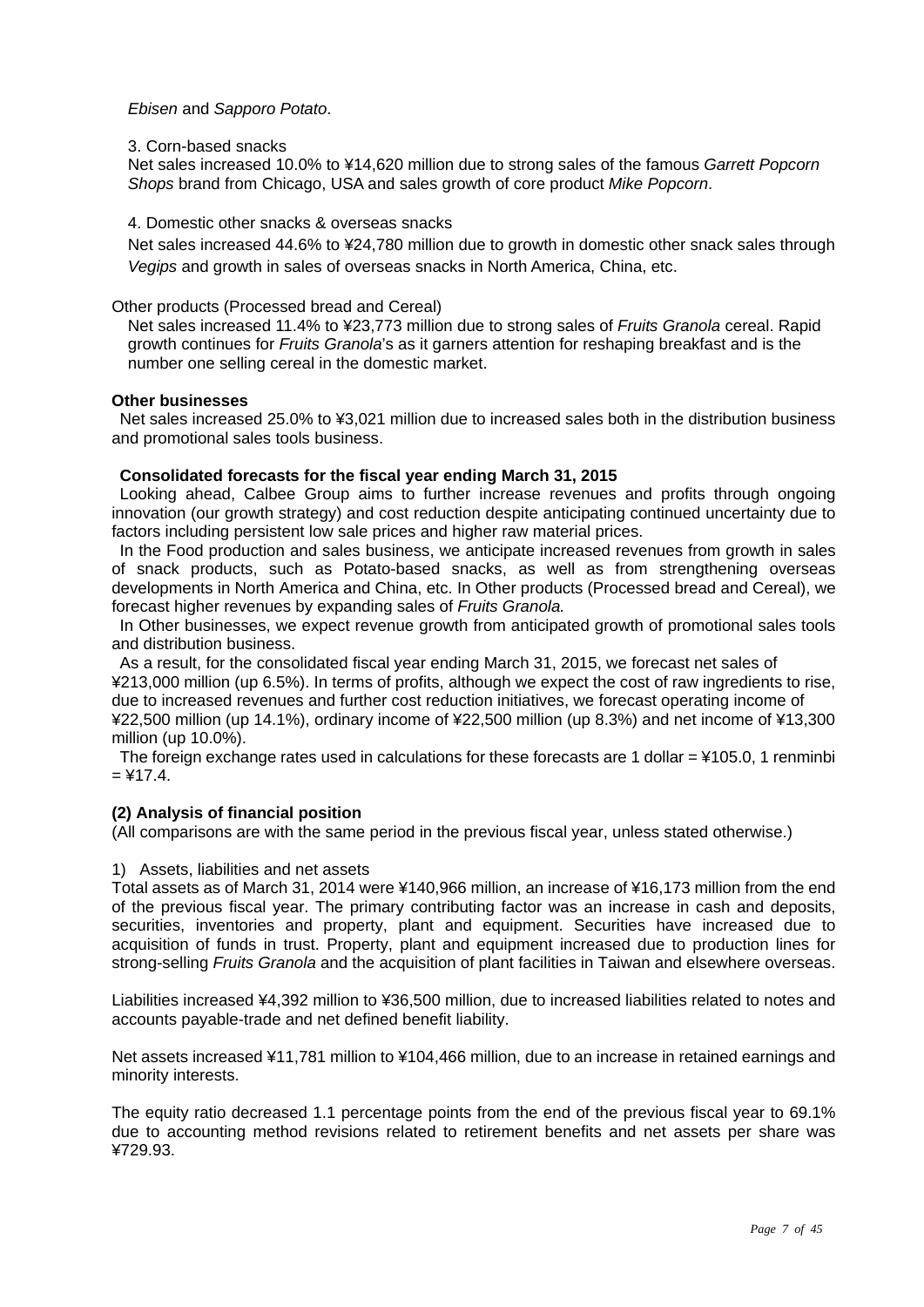*Ebisen* and *Sapporo Potato*.

3. Corn-based snacks

Net sales increased 10.0% to ¥14,620 million due to strong sales of the famous *Garrett Popcorn Shops* brand from Chicago, USA and sales growth of core product *Mike Popcorn*.

4. Domestic other snacks & overseas snacks

Net sales increased 44.6% to ¥24,780 million due to growth in domestic other snack sales through *Vegips* and growth in sales of overseas snacks in North America, China, etc.

Other products (Processed bread and Cereal)

Net sales increased 11.4% to ¥23,773 million due to strong sales of *Fruits Granola* cereal. Rapid growth continues for *Fruits Granola*'s as it garners attention for reshaping breakfast and is the number one selling cereal in the domestic market.

**Other businesses**

Net sales increased 25.0% to ¥3,021 million due to increased sales both in the distribution business and promotional sales tools business.

**Consolidated forecasts for the fiscal year ending March 31, 2015**

Looking ahead, Calbee Group aims to further increase revenues and profits through ongoing innovation (our growth strategy) and cost reduction despite anticipating continued uncertainty due to factors including persistent low sale prices and higher raw material prices.

In the Food production and sales business, we anticipate increased revenues from growth in sales of snack products, such as Potato-based snacks, as well as from strengthening overseas developments in North America and China, etc. In Other products (Processed bread and Cereal), we forecast higher revenues by expanding sales of *Fruits Granola.*

In Other businesses, we expect revenue growth from anticipated growth of promotional sales tools and distribution business.

As a result, for the consolidated fiscal year ending March 31, 2015, we forecast net sales of ¥213,000 million (up 6.5%). In terms of profits, although we expect the cost of raw ingredients to rise, due to increased revenues and further cost reduction initiatives, we forecast operating income of ¥22,500 million (up 14.1%), ordinary income of ¥22,500 million (up 8.3%) and net income of ¥13,300 million (up 10.0%).

The foreign exchange rates used in calculations for these forecasts are 1 dollar = ¥105.0, 1 renminbi = ¥17.4.

**(2) Analysis of financial position**

(All comparisons are with the same period in the previous fiscal year, unless stated otherwise.)

1) Assets, liabilities and net assets

Total assets as of March 31, 2014 were ¥140,966 million, an increase of ¥16,173 million from the end of the previous fiscal year. The primary contributing factor was an increase in cash and deposits, securities, inventories and property, plant and equipment. Securities have increased due to acquisition of funds in trust. Property, plant and equipment increased due to production lines for strong-selling *Fruits Granola* and the acquisition of plant facilities in Taiwan and elsewhere overseas.

Liabilities increased ¥4,392 million to ¥36,500 million, due to increased liabilities related to notes and accounts payable-trade and net defined benefit liability.

Net assets increased ¥11,781 million to ¥104,466 million, due to an increase in retained earnings and minority interests.

The equity ratio decreased 1.1 percentage points from the end of the previous fiscal year to 69.1% due to accounting method revisions related to retirement benefits and net assets per share was ¥729.93.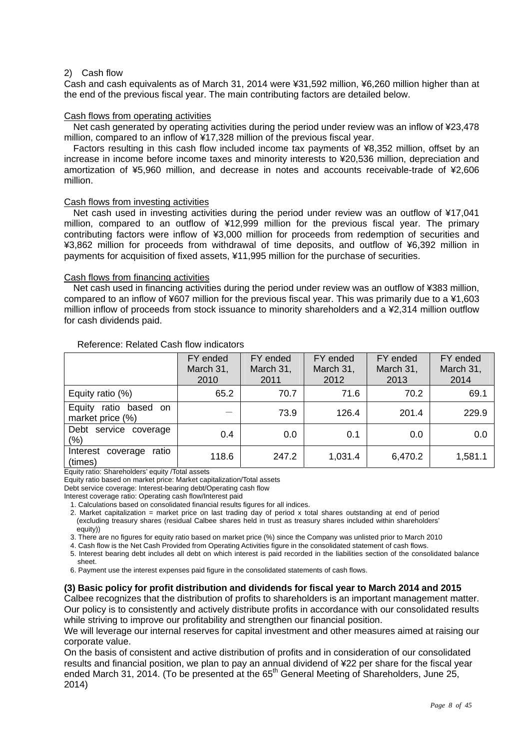2) Cash flow

Cash and cash equivalents as of March 31, 2014 were ¥31,592 million, ¥6,260 million higher than at the end of the previous fiscal year. The main contributing factors are detailed below.

Cash flows from operating activities

Net cash generated by operating activities during the period under review was an inflow of ¥23,478 million, compared to an inflow of ¥17,328 million of the previous fiscal year.

Factors resulting in this cash flow included income tax payments of ¥8,352 million, offset by an increase in income before income taxes and minority interests to ¥20,536 million, depreciation and amortization of ¥5,960 million, and decrease in notes and accounts receivable-trade of ¥2,606 million.

Cash flows from investing activities

Net cash used in investing activities during the period under review was an outflow of ¥17,041 million, compared to an outflow of ¥12,999 million for the previous fiscal year. The primary contributing factors were inflow of ¥3,000 million for proceeds from redemption of securities and ¥3,862 million for proceeds from withdrawal of time deposits, and outflow of ¥6,392 million in payments for acquisition of fixed assets, ¥11,995 million for the purchase of securities.

Cash flows from financing activities

Net cash used in financing activities during the period under review was an outflow of ¥383 million, compared to an inflow of ¥607 million for the previous fiscal year. This was primarily due to a ¥1,603 million inflow of proceeds from stock issuance to minority shareholders and a ¥2,314 million outflow for cash dividends paid.

Reference: Related Cash flow indicators

| | FY ended March 31, 2010 | FY ended March 31, 2011 | FY ended March 31, 2012 | FY ended March 31, 2013 | FY ended March 31, 2014 |
|---|---|---|---|---|---|
| Equity ratio (%) | 65.2 | 70.7 | 71.6 | 70.2 | 69.1 |
| Equity ratio based on market price (%) | — | 73.9 | 126.4 | 201.4 | 229.9 |
| Debt service coverage (%) | 0.4 | 0.0 | 0.1 | 0.0 | 0.0 |
| Interest coverage ratio (times) | 118.6 | 247.2 | 1,031.4 | 6,470.2 | 1,581.1 |

Equity ratio: Shareholders' equity /Total assets

Equity ratio based on market price: Market capitalization/Total assets

Debt service coverage: Interest-bearing debt/Operating cash flow

Interest coverage ratio: Operating cash flow/Interest paid

1. Calculations based on consolidated financial results figures for all indices.
2. Market capitalization = market price on last trading day of period x total shares outstanding at end of period (excluding treasury shares (residual Calbee shares held in trust as treasury shares included within shareholders' equity))
3. There are no figures for equity ratio based on market price (%) since the Company was unlisted prior to March 2010
4. Cash flow is the Net Cash Provided from Operating Activities figure in the consolidated statement of cash flows.
5. Interest bearing debt includes all debt on which interest is paid recorded in the liabilities section of the consolidated balance sheet.
6. Payment use the interest expenses paid figure in the consolidated statements of cash flows.

**(3) Basic policy for profit distribution and dividends for fiscal year to March 2014 and 2015**

Calbee recognizes that the distribution of profits to shareholders is an important management matter. Our policy is to consistently and actively distribute profits in accordance with our consolidated results while striving to improve our profitability and strengthen our financial position.

We will leverage our internal reserves for capital investment and other measures aimed at raising our corporate value.

On the basis of consistent and active distribution of profits and in consideration of our consolidated results and financial position, we plan to pay an annual dividend of ¥22 per share for the fiscal year ended March 31, 2014. (To be presented at the 65th General Meeting of Shareholders, June 25, 2014)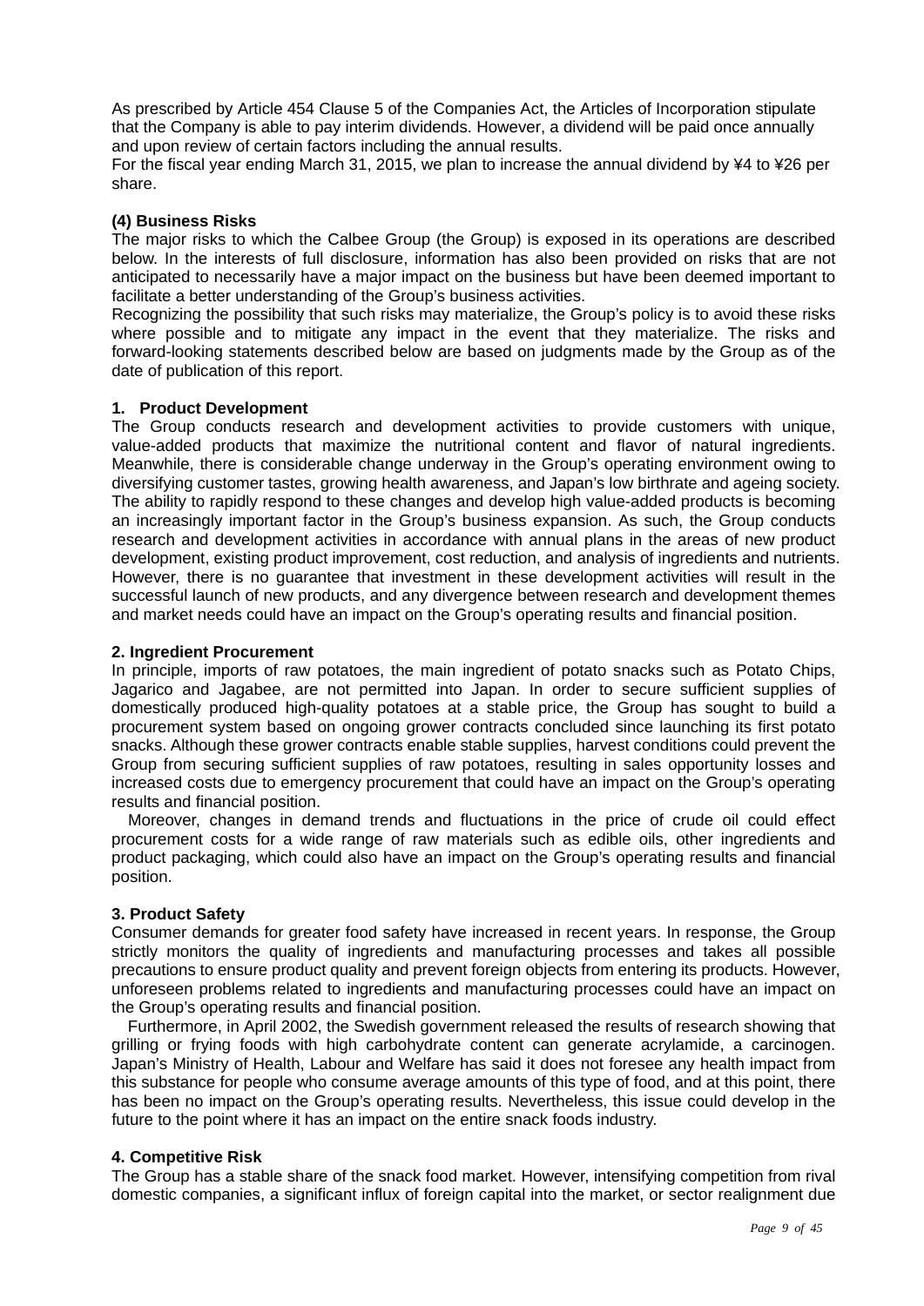As prescribed by Article 454 Clause 5 of the Companies Act, the Articles of Incorporation stipulate that the Company is able to pay interim dividends. However, a dividend will be paid once annually and upon review of certain factors including the annual results.
For the fiscal year ending March 31, 2015, we plan to increase the annual dividend by ¥4 to ¥26 per share.

### (4) Business Risks

The major risks to which the Calbee Group (the Group) is exposed in its operations are described below. In the interests of full disclosure, information has also been provided on risks that are not anticipated to necessarily have a major impact on the business but have been deemed important to facilitate a better understanding of the Group's business activities.
Recognizing the possibility that such risks may materialize, the Group's policy is to avoid these risks where possible and to mitigate any impact in the event that they materialize. The risks and forward-looking statements described below are based on judgments made by the Group as of the date of publication of this report.

#### 1. Product Development

The Group conducts research and development activities to provide customers with unique, value-added products that maximize the nutritional content and flavor of natural ingredients. Meanwhile, there is considerable change underway in the Group's operating environment owing to diversifying customer tastes, growing health awareness, and Japan's low birthrate and ageing society. The ability to rapidly respond to these changes and develop high value-added products is becoming an increasingly important factor in the Group's business expansion. As such, the Group conducts research and development activities in accordance with annual plans in the areas of new product development, existing product improvement, cost reduction, and analysis of ingredients and nutrients. However, there is no guarantee that investment in these development activities will result in the successful launch of new products, and any divergence between research and development themes and market needs could have an impact on the Group's operating results and financial position.

#### 2. Ingredient Procurement

In principle, imports of raw potatoes, the main ingredient of potato snacks such as Potato Chips, Jagarico and Jagabee, are not permitted into Japan. In order to secure sufficient supplies of domestically produced high-quality potatoes at a stable price, the Group has sought to build a procurement system based on ongoing grower contracts concluded since launching its first potato snacks. Although these grower contracts enable stable supplies, harvest conditions could prevent the Group from securing sufficient supplies of raw potatoes, resulting in sales opportunity losses and increased costs due to emergency procurement that could have an impact on the Group's operating results and financial position.

Moreover, changes in demand trends and fluctuations in the price of crude oil could effect procurement costs for a wide range of raw materials such as edible oils, other ingredients and product packaging, which could also have an impact on the Group's operating results and financial position.

#### 3. Product Safety

Consumer demands for greater food safety have increased in recent years. In response, the Group strictly monitors the quality of ingredients and manufacturing processes and takes all possible precautions to ensure product quality and prevent foreign objects from entering its products. However, unforeseen problems related to ingredients and manufacturing processes could have an impact on the Group's operating results and financial position.

Furthermore, in April 2002, the Swedish government released the results of research showing that grilling or frying foods with high carbohydrate content can generate acrylamide, a carcinogen. Japan's Ministry of Health, Labour and Welfare has said it does not foresee any health impact from this substance for people who consume average amounts of this type of food, and at this point, there has been no impact on the Group's operating results. Nevertheless, this issue could develop in the future to the point where it has an impact on the entire snack foods industry.

#### 4. Competitive Risk

The Group has a stable share of the snack food market. However, intensifying competition from rival domestic companies, a significant influx of foreign capital into the market, or sector realignment due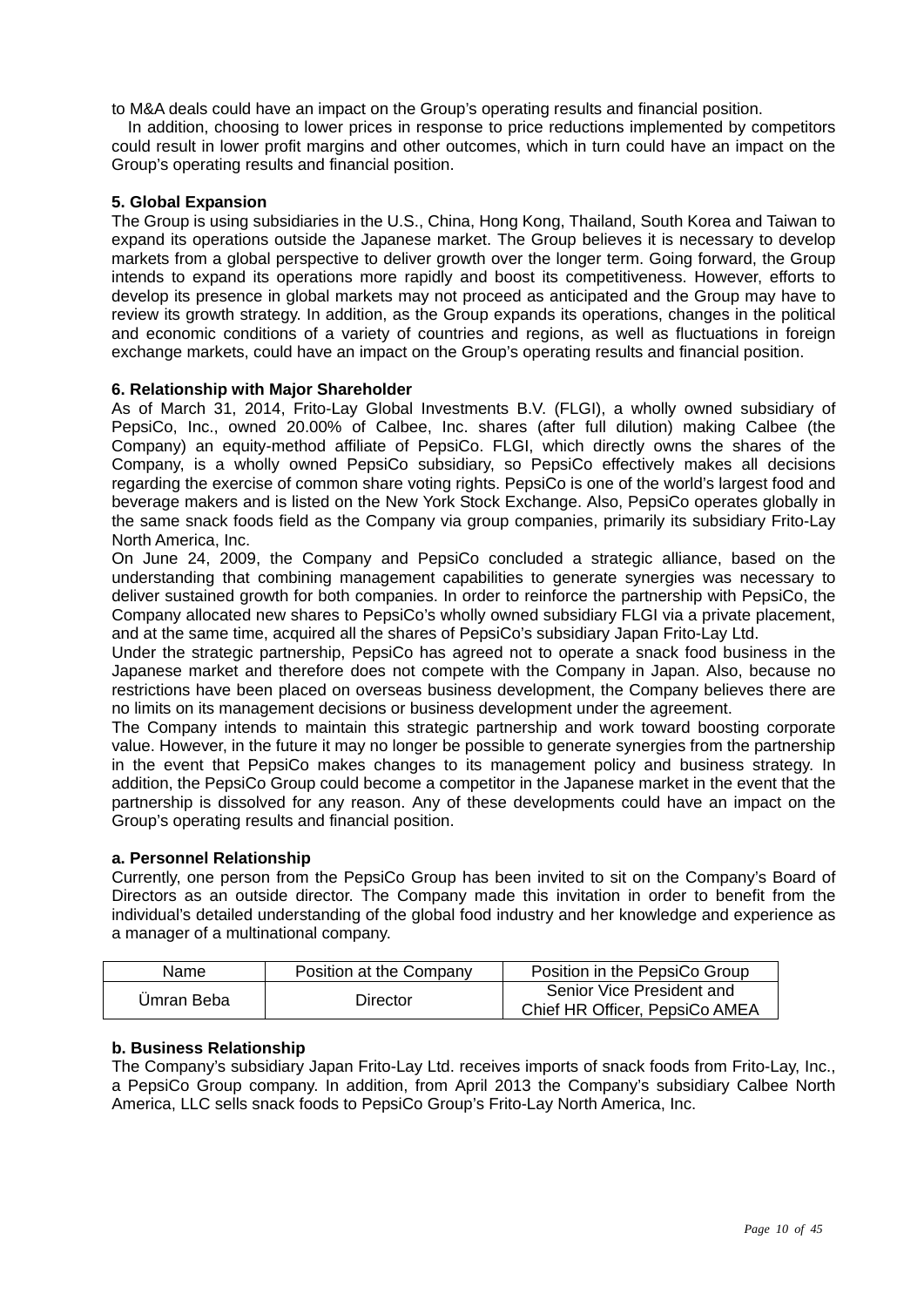to M&A deals could have an impact on the Group's operating results and financial position.

In addition, choosing to lower prices in response to price reductions implemented by competitors could result in lower profit margins and other outcomes, which in turn could have an impact on the Group's operating results and financial position.

**5. Global Expansion**

The Group is using subsidiaries in the U.S., China, Hong Kong, Thailand, South Korea and Taiwan to expand its operations outside the Japanese market. The Group believes it is necessary to develop markets from a global perspective to deliver growth over the longer term. Going forward, the Group intends to expand its operations more rapidly and boost its competitiveness. However, efforts to develop its presence in global markets may not proceed as anticipated and the Group may have to review its growth strategy. In addition, as the Group expands its operations, changes in the political and economic conditions of a variety of countries and regions, as well as fluctuations in foreign exchange markets, could have an impact on the Group's operating results and financial position.

**6. Relationship with Major Shareholder**

As of March 31, 2014, Frito-Lay Global Investments B.V. (FLGI), a wholly owned subsidiary of PepsiCo, Inc., owned 20.00% of Calbee, Inc. shares (after full dilution) making Calbee (the Company) an equity-method affiliate of PepsiCo. FLGI, which directly owns the shares of the Company, is a wholly owned PepsiCo subsidiary, so PepsiCo effectively makes all decisions regarding the exercise of common share voting rights. PepsiCo is one of the world's largest food and beverage makers and is listed on the New York Stock Exchange. Also, PepsiCo operates globally in the same snack foods field as the Company via group companies, primarily its subsidiary Frito-Lay North America, Inc.

On June 24, 2009, the Company and PepsiCo concluded a strategic alliance, based on the understanding that combining management capabilities to generate synergies was necessary to deliver sustained growth for both companies. In order to reinforce the partnership with PepsiCo, the Company allocated new shares to PepsiCo's wholly owned subsidiary FLGI via a private placement, and at the same time, acquired all the shares of PepsiCo's subsidiary Japan Frito-Lay Ltd.

Under the strategic partnership, PepsiCo has agreed not to operate a snack food business in the Japanese market and therefore does not compete with the Company in Japan. Also, because no restrictions have been placed on overseas business development, the Company believes there are no limits on its management decisions or business development under the agreement.

The Company intends to maintain this strategic partnership and work toward boosting corporate value. However, in the future it may no longer be possible to generate synergies from the partnership in the event that PepsiCo makes changes to its management policy and business strategy. In addition, the PepsiCo Group could become a competitor in the Japanese market in the event that the partnership is dissolved for any reason. Any of these developments could have an impact on the Group's operating results and financial position.

**a. Personnel Relationship**

Currently, one person from the PepsiCo Group has been invited to sit on the Company's Board of Directors as an outside director. The Company made this invitation in order to benefit from the individual's detailed understanding of the global food industry and her knowledge and experience as a manager of a multinational company.

| Name | Position at the Company | Position in the PepsiCo Group |
|---|---|---|
| Ümran Beba | Director | Senior Vice President and Chief HR Officer, PepsiCo AMEA |

**b. Business Relationship**

The Company's subsidiary Japan Frito-Lay Ltd. receives imports of snack foods from Frito-Lay, Inc., a PepsiCo Group company. In addition, from April 2013 the Company's subsidiary Calbee North America, LLC sells snack foods to PepsiCo Group's Frito-Lay North America, Inc.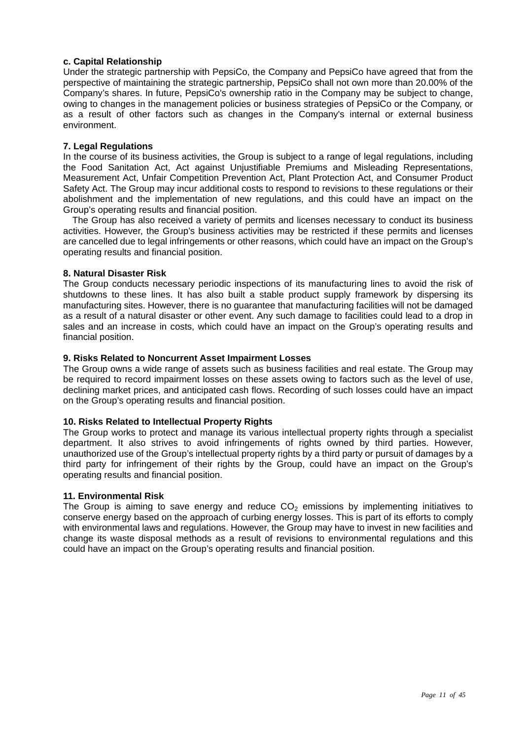**c. Capital Relationship**

Under the strategic partnership with PepsiCo, the Company and PepsiCo have agreed that from the perspective of maintaining the strategic partnership, PepsiCo shall not own more than 20.00% of the Company's shares. In future, PepsiCo's ownership ratio in the Company may be subject to change, owing to changes in the management policies or business strategies of PepsiCo or the Company, or as a result of other factors such as changes in the Company's internal or external business environment.

**7. Legal Regulations**

In the course of its business activities, the Group is subject to a range of legal regulations, including the Food Sanitation Act, Act against Unjustifiable Premiums and Misleading Representations, Measurement Act, Unfair Competition Prevention Act, Plant Protection Act, and Consumer Product Safety Act. The Group may incur additional costs to respond to revisions to these regulations or their abolishment and the implementation of new regulations, and this could have an impact on the Group's operating results and financial position.

The Group has also received a variety of permits and licenses necessary to conduct its business activities. However, the Group's business activities may be restricted if these permits and licenses are cancelled due to legal infringements or other reasons, which could have an impact on the Group's operating results and financial position.

**8. Natural Disaster Risk**

The Group conducts necessary periodic inspections of its manufacturing lines to avoid the risk of shutdowns to these lines. It has also built a stable product supply framework by dispersing its manufacturing sites. However, there is no guarantee that manufacturing facilities will not be damaged as a result of a natural disaster or other event. Any such damage to facilities could lead to a drop in sales and an increase in costs, which could have an impact on the Group's operating results and financial position.

**9. Risks Related to Noncurrent Asset Impairment Losses**

The Group owns a wide range of assets such as business facilities and real estate. The Group may be required to record impairment losses on these assets owing to factors such as the level of use, declining market prices, and anticipated cash flows. Recording of such losses could have an impact on the Group's operating results and financial position.

**10. Risks Related to Intellectual Property Rights**

The Group works to protect and manage its various intellectual property rights through a specialist department. It also strives to avoid infringements of rights owned by third parties. However, unauthorized use of the Group's intellectual property rights by a third party or pursuit of damages by a third party for infringement of their rights by the Group, could have an impact on the Group's operating results and financial position.

**11. Environmental Risk**

The Group is aiming to save energy and reduce $CO_2$ emissions by implementing initiatives to conserve energy based on the approach of curbing energy losses. This is part of its efforts to comply with environmental laws and regulations. However, the Group may have to invest in new facilities and change its waste disposal methods as a result of revisions to environmental regulations and this could have an impact on the Group's operating results and financial position.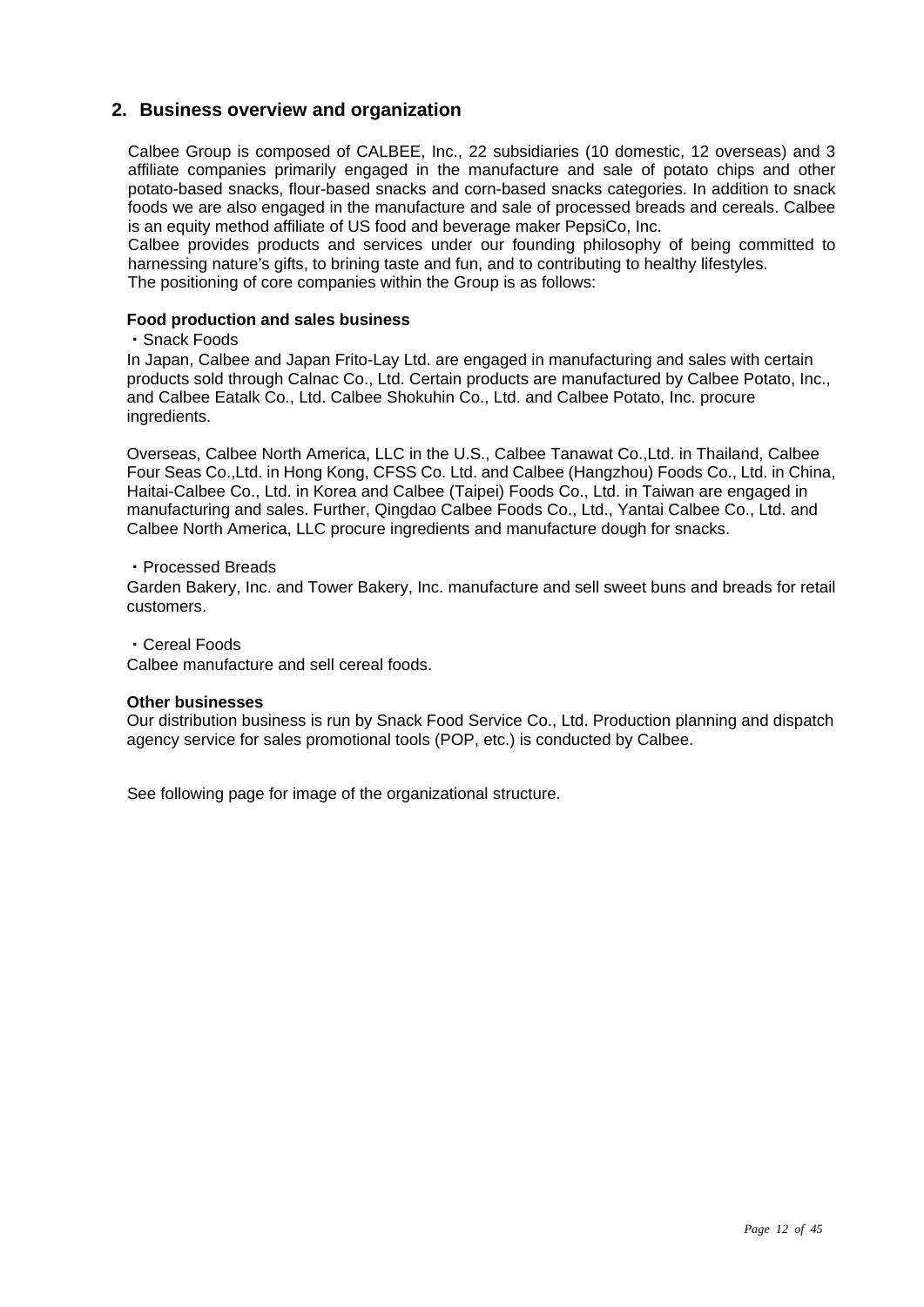## 2. Business overview and organization

Calbee Group is composed of CALBEE, Inc., 22 subsidiaries (10 domestic, 12 overseas) and 3 affiliate companies primarily engaged in the manufacture and sale of potato chips and other potato-based snacks, flour-based snacks and corn-based snacks categories. In addition to snack foods we are also engaged in the manufacture and sale of processed breads and cereals. Calbee is an equity method affiliate of US food and beverage maker PepsiCo, Inc.

Calbee provides products and services under our founding philosophy of being committed to harnessing nature's gifts, to brining taste and fun, and to contributing to healthy lifestyles.

The positioning of core companies within the Group is as follows:

**Food production and sales business**

・Snack Foods

In Japan, Calbee and Japan Frito-Lay Ltd. are engaged in manufacturing and sales with certain products sold through Calnac Co., Ltd. Certain products are manufactured by Calbee Potato, Inc., and Calbee Eatalk Co., Ltd. Calbee Shokuhin Co., Ltd. and Calbee Potato, Inc. procure ingredients.

Overseas, Calbee North America, LLC in the U.S., Calbee Tanawat Co.,Ltd. in Thailand, Calbee Four Seas Co.,Ltd. in Hong Kong, CFSS Co. Ltd. and Calbee (Hangzhou) Foods Co., Ltd. in China, Haitai-Calbee Co., Ltd. in Korea and Calbee (Taipei) Foods Co., Ltd. in Taiwan are engaged in manufacturing and sales. Further, Qingdao Calbee Foods Co., Ltd., Yantai Calbee Co., Ltd. and Calbee North America, LLC procure ingredients and manufacture dough for snacks.

・Processed Breads

Garden Bakery, Inc. and Tower Bakery, Inc. manufacture and sell sweet buns and breads for retail customers.

・Cereal Foods

Calbee manufacture and sell cereal foods.

**Other businesses**

Our distribution business is run by Snack Food Service Co., Ltd. Production planning and dispatch agency service for sales promotional tools (POP, etc.) is conducted by Calbee.

See following page for image of the organizational structure.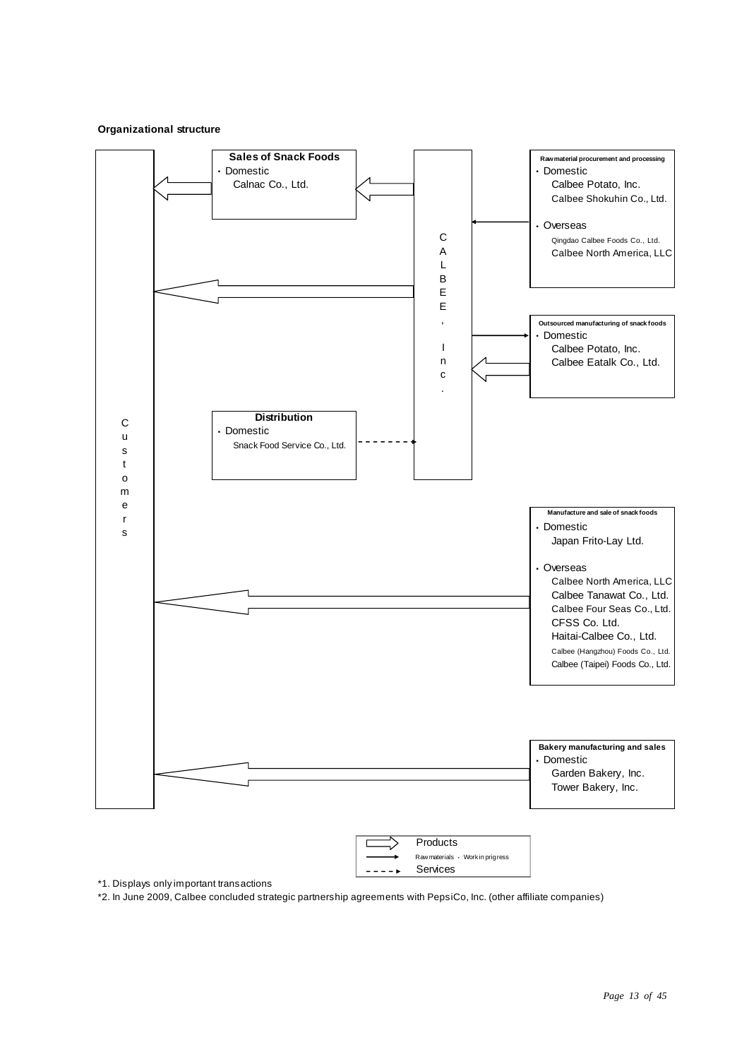**Organizational structure**

**Sales of Snack Foods**
- Domestic
  - Calnac Co., Ltd.

**Raw material procurement and processing**
- Domestic
  - Calbee Potato, Inc.
  - Calbee Shokuhin Co., Ltd.
- Overseas
  - Qingdao Calbee Foods Co., Ltd.
  - Calbee North America, LLC

**Outsourced manufacturing of snack foods**
- Domestic
  - Calbee Potato, Inc.
  - Calbee Eatalk Co., Ltd.

CALBEE, Inc.

**Distribution**
- Domestic
  - Snack Food Service Co., Ltd.

Customers

**Manufacture and sale of snack foods**
- Domestic
  - Japan Frito-Lay Ltd.
- Overseas
  - Calbee North America, LLC
  - Calbee Tanawat Co., Ltd.
  - Calbee Four Seas Co., Ltd.
  - CFSS Co. Ltd.
  - Haitai-Calbee Co., Ltd.
  - Calbee (Hangzhou) Foods Co., Ltd.
  - Calbee (Taipei) Foods Co., Ltd.

**Bakery manufacturing and sales**
- Domestic
  - Garden Bakery, Inc.
  - Tower Bakery, Inc.

Legend: Products / Raw materials · Work in prigress / Services

*1. Displays only important transactions

*2. In June 2009, Calbee concluded strategic partnership agreements with PepsiCo, Inc. (other affiliate companies)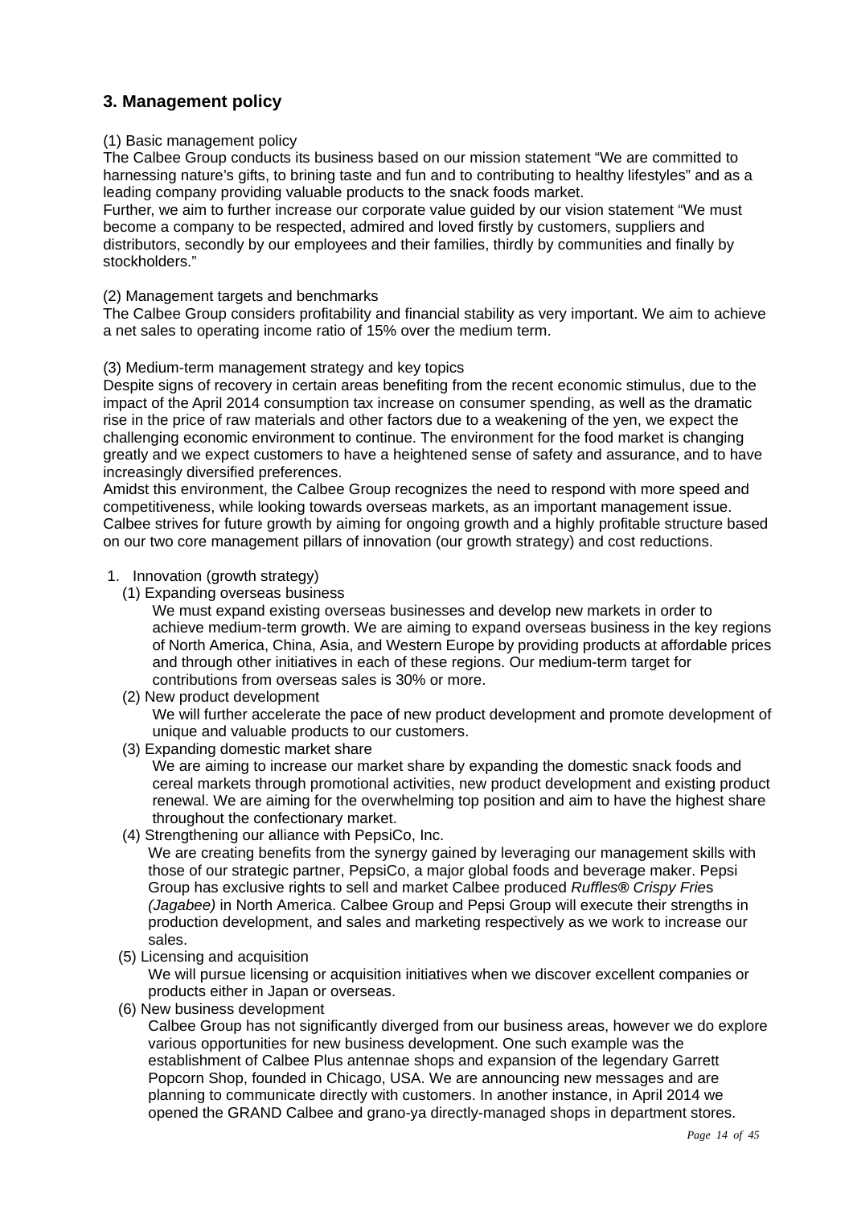## 3. Management policy

(1) Basic management policy
The Calbee Group conducts its business based on our mission statement “We are committed to harnessing nature’s gifts, to brining taste and fun and to contributing to healthy lifestyles” and as a leading company providing valuable products to the snack foods market.
Further, we aim to further increase our corporate value guided by our vision statement “We must become a company to be respected, admired and loved firstly by customers, suppliers and distributors, secondly by our employees and their families, thirdly by communities and finally by stockholders.”

(2) Management targets and benchmarks
The Calbee Group considers profitability and financial stability as very important. We aim to achieve a net sales to operating income ratio of 15% over the medium term.

(3) Medium-term management strategy and key topics
Despite signs of recovery in certain areas benefiting from the recent economic stimulus, due to the impact of the April 2014 consumption tax increase on consumer spending, as well as the dramatic rise in the price of raw materials and other factors due to a weakening of the yen, we expect the challenging economic environment to continue. The environment for the food market is changing greatly and we expect customers to have a heightened sense of safety and assurance, and to have increasingly diversified preferences.
Amidst this environment, the Calbee Group recognizes the need to respond with more speed and competitiveness, while looking towards overseas markets, as an important management issue. Calbee strives for future growth by aiming for ongoing growth and a highly profitable structure based on our two core management pillars of innovation (our growth strategy) and cost reductions.

1. Innovation (growth strategy)
   (1) Expanding overseas business
   We must expand existing overseas businesses and develop new markets in order to achieve medium-term growth. We are aiming to expand overseas business in the key regions of North America, China, Asia, and Western Europe by providing products at affordable prices and through other initiatives in each of these regions. Our medium-term target for contributions from overseas sales is 30% or more.
   (2) New product development
   We will further accelerate the pace of new product development and promote development of unique and valuable products to our customers.
   (3) Expanding domestic market share
   We are aiming to increase our market share by expanding the domestic snack foods and cereal markets through promotional activities, new product development and existing product renewal. We are aiming for the overwhelming top position and aim to have the highest share throughout the confectionary market.
   (4) Strengthening our alliance with PepsiCo, Inc.
   We are creating benefits from the synergy gained by leveraging our management skills with those of our strategic partner, PepsiCo, a major global foods and beverage maker. Pepsi Group has exclusive rights to sell and market Calbee produced *Ruffles® Crispy Fries (Jagabee)* in North America. Calbee Group and Pepsi Group will execute their strengths in production development, and sales and marketing respectively as we work to increase our sales.
   (5) Licensing and acquisition
   We will pursue licensing or acquisition initiatives when we discover excellent companies or products either in Japan or overseas.
   (6) New business development
   Calbee Group has not significantly diverged from our business areas, however we do explore various opportunities for new business development. One such example was the establishment of Calbee Plus antennae shops and expansion of the legendary Garrett Popcorn Shop, founded in Chicago, USA. We are announcing new messages and are planning to communicate directly with customers. In another instance, in April 2014 we opened the GRAND Calbee and grano-ya directly-managed shops in department stores.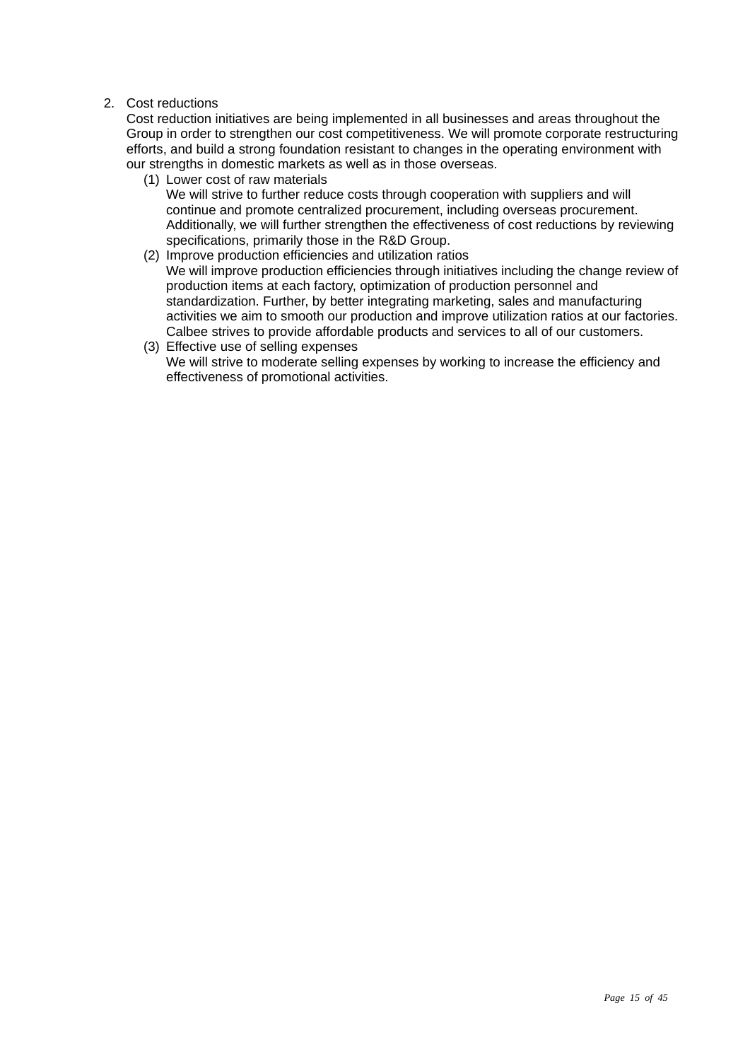2. Cost reductions

   Cost reduction initiatives are being implemented in all businesses and areas throughout the Group in order to strengthen our cost competitiveness. We will promote corporate restructuring efforts, and build a strong foundation resistant to changes in the operating environment with our strengths in domestic markets as well as in those overseas.

   (1) Lower cost of raw materials

   We will strive to further reduce costs through cooperation with suppliers and will continue and promote centralized procurement, including overseas procurement. Additionally, we will further strengthen the effectiveness of cost reductions by reviewing specifications, primarily those in the R&D Group.

   (2) Improve production efficiencies and utilization ratios

   We will improve production efficiencies through initiatives including the change review of production items at each factory, optimization of production personnel and standardization. Further, by better integrating marketing, sales and manufacturing activities we aim to smooth our production and improve utilization ratios at our factories. Calbee strives to provide affordable products and services to all of our customers.

   (3) Effective use of selling expenses

   We will strive to moderate selling expenses by working to increase the efficiency and effectiveness of promotional activities.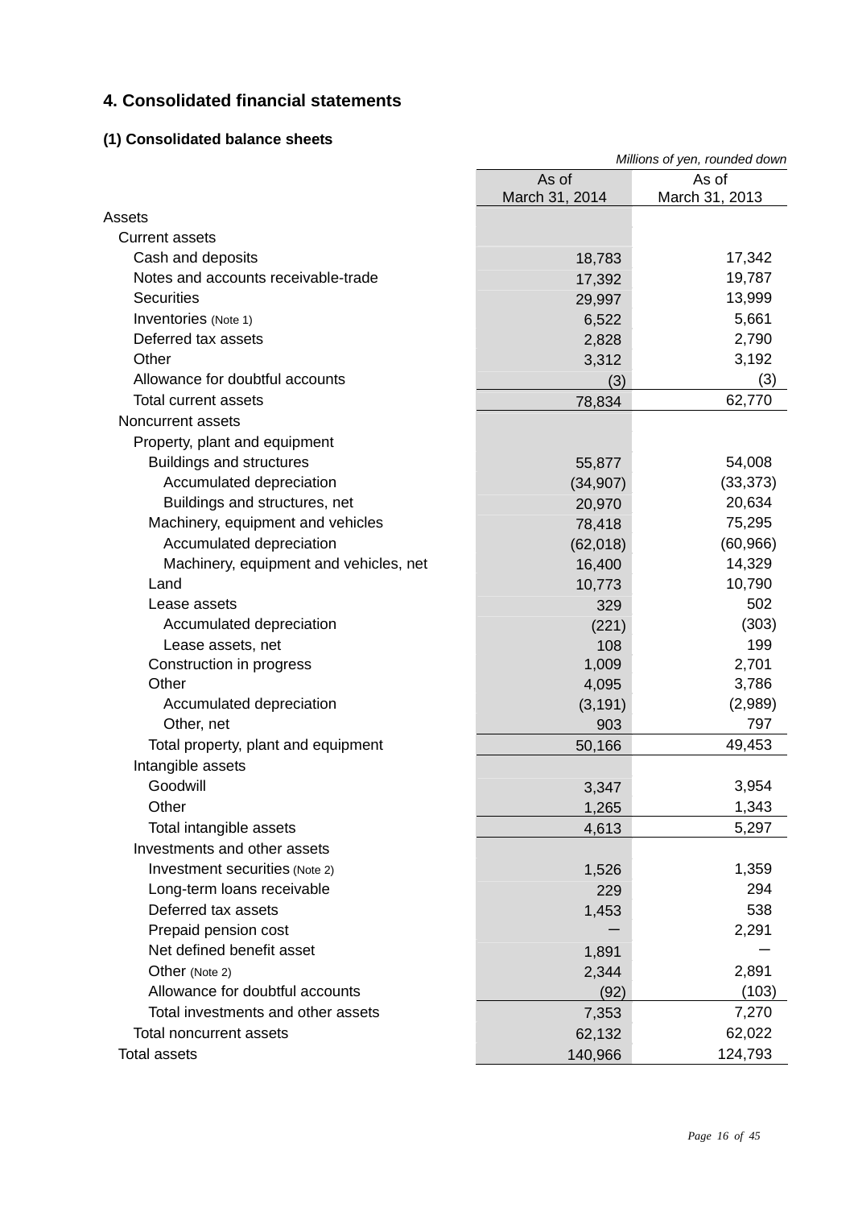## 4. Consolidated financial statements

### (1) Consolidated balance sheets

*Millions of yen, rounded down*

| | As of March 31, 2014 | As of March 31, 2013 |
|---|---|---|
| Assets | | |
| Current assets | | |
| Cash and deposits | 18,783 | 17,342 |
| Notes and accounts receivable-trade | 17,392 | 19,787 |
| Securities | 29,997 | 13,999 |
| Inventories (Note 1) | 6,522 | 5,661 |
| Deferred tax assets | 2,828 | 2,790 |
| Other | 3,312 | 3,192 |
| Allowance for doubtful accounts | (3) | (3) |
| Total current assets | 78,834 | 62,770 |
| Noncurrent assets | | |
| Property, plant and equipment | | |
| Buildings and structures | 55,877 | 54,008 |
| Accumulated depreciation | (34,907) | (33,373) |
| Buildings and structures, net | 20,970 | 20,634 |
| Machinery, equipment and vehicles | 78,418 | 75,295 |
| Accumulated depreciation | (62,018) | (60,966) |
| Machinery, equipment and vehicles, net | 16,400 | 14,329 |
| Land | 10,773 | 10,790 |
| Lease assets | 329 | 502 |
| Accumulated depreciation | (221) | (303) |
| Lease assets, net | 108 | 199 |
| Construction in progress | 1,009 | 2,701 |
| Other | 4,095 | 3,786 |
| Accumulated depreciation | (3,191) | (2,989) |
| Other, net | 903 | 797 |
| Total property, plant and equipment | 50,166 | 49,453 |
| Intangible assets | | |
| Goodwill | 3,347 | 3,954 |
| Other | 1,265 | 1,343 |
| Total intangible assets | 4,613 | 5,297 |
| Investments and other assets | | |
| Investment securities (Note 2) | 1,526 | 1,359 |
| Long-term loans receivable | 229 | 294 |
| Deferred tax assets | 1,453 | 538 |
| Prepaid pension cost | ― | 2,291 |
| Net defined benefit asset | 1,891 | ― |
| Other (Note 2) | 2,344 | 2,891 |
| Allowance for doubtful accounts | (92) | (103) |
| Total investments and other assets | 7,353 | 7,270 |
| Total noncurrent assets | 62,132 | 62,022 |
| Total assets | 140,966 | 124,793 |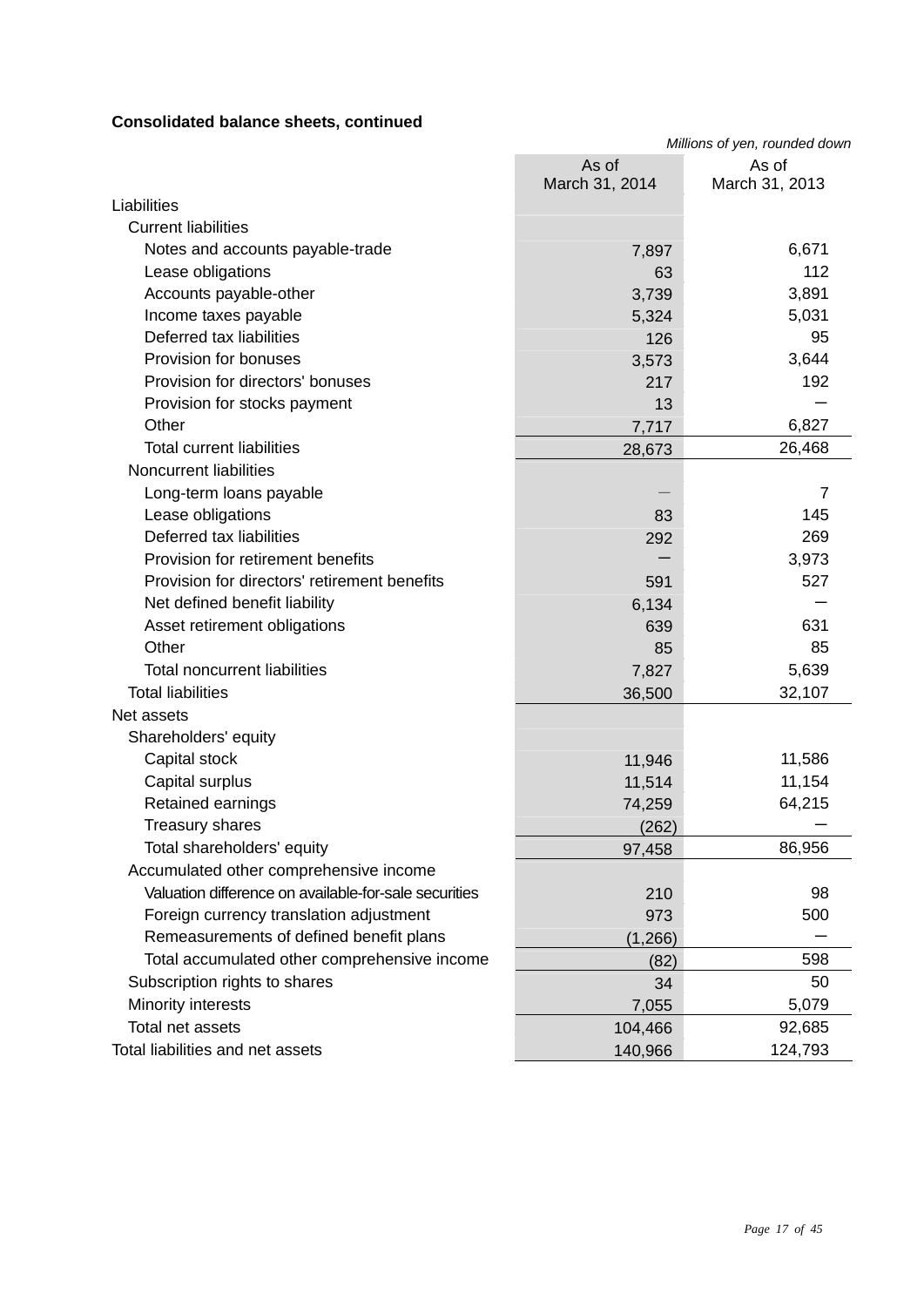**Consolidated balance sheets, continued**

*Millions of yen, rounded down*

| | As of March 31, 2014 | As of March 31, 2013 |
|---|---|---|
| Liabilities | | |
| Current liabilities | | |
| Notes and accounts payable-trade | 7,897 | 6,671 |
| Lease obligations | 63 | 112 |
| Accounts payable-other | 3,739 | 3,891 |
| Income taxes payable | 5,324 | 5,031 |
| Deferred tax liabilities | 126 | 95 |
| Provision for bonuses | 3,573 | 3,644 |
| Provision for directors' bonuses | 217 | 192 |
| Provision for stocks payment | 13 | ― |
| Other | 7,717 | 6,827 |
| Total current liabilities | 28,673 | 26,468 |
| Noncurrent liabilities | | |
| Long-term loans payable | ― | 7 |
| Lease obligations | 83 | 145 |
| Deferred tax liabilities | 292 | 269 |
| Provision for retirement benefits | ― | 3,973 |
| Provision for directors' retirement benefits | 591 | 527 |
| Net defined benefit liability | 6,134 | ― |
| Asset retirement obligations | 639 | 631 |
| Other | 85 | 85 |
| Total noncurrent liabilities | 7,827 | 5,639 |
| Total liabilities | 36,500 | 32,107 |
| Net assets | | |
| Shareholders' equity | | |
| Capital stock | 11,946 | 11,586 |
| Capital surplus | 11,514 | 11,154 |
| Retained earnings | 74,259 | 64,215 |
| Treasury shares | (262) | ― |
| Total shareholders' equity | 97,458 | 86,956 |
| Accumulated other comprehensive income | | |
| Valuation difference on available-for-sale securities | 210 | 98 |
| Foreign currency translation adjustment | 973 | 500 |
| Remeasurements of defined benefit plans | (1,266) | ― |
| Total accumulated other comprehensive income | (82) | 598 |
| Subscription rights to shares | 34 | 50 |
| Minority interests | 7,055 | 5,079 |
| Total net assets | 104,466 | 92,685 |
| Total liabilities and net assets | 140,966 | 124,793 |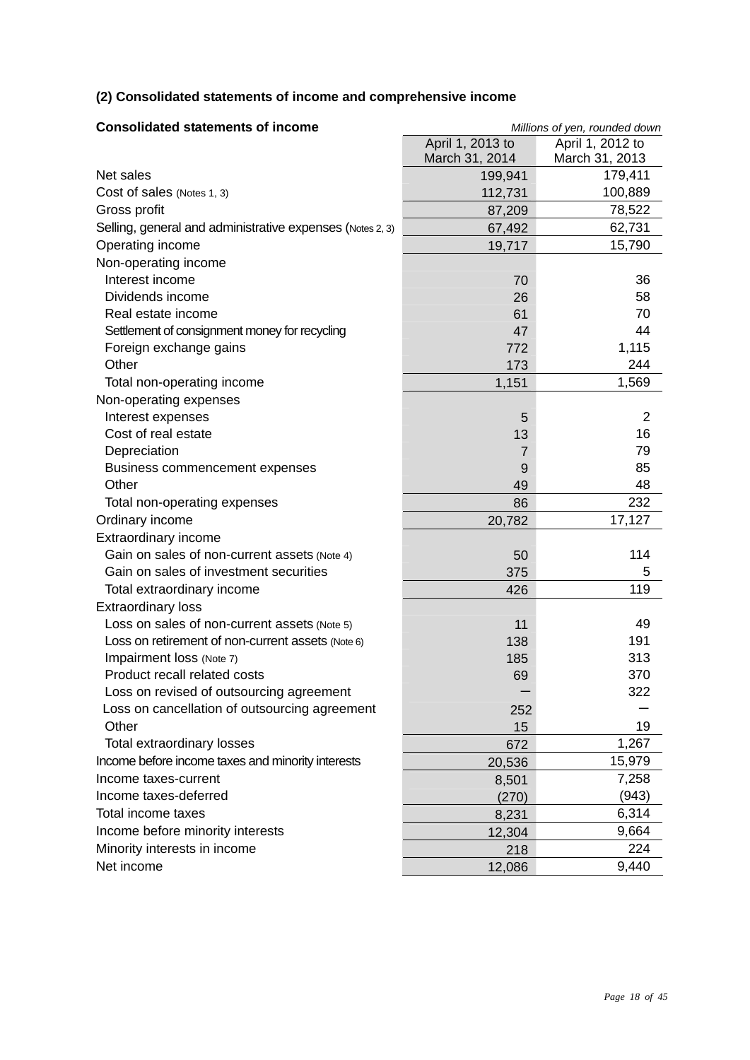### (2) Consolidated statements of income and comprehensive income

**Consolidated statements of income**

*Millions of yen, rounded down*

| | April 1, 2013 to March 31, 2014 | April 1, 2012 to March 31, 2013 |
|---|---|---|
| Net sales | 199,941 | 179,411 |
| Cost of sales (Notes 1, 3) | 112,731 | 100,889 |
| Gross profit | 87,209 | 78,522 |
| Selling, general and administrative expenses (Notes 2, 3) | 67,492 | 62,731 |
| Operating income | 19,717 | 15,790 |
| Non-operating income | | |
| Interest income | 70 | 36 |
| Dividends income | 26 | 58 |
| Real estate income | 61 | 70 |
| Settlement of consignment money for recycling | 47 | 44 |
| Foreign exchange gains | 772 | 1,115 |
| Other | 173 | 244 |
| Total non-operating income | 1,151 | 1,569 |
| Non-operating expenses | | |
| Interest expenses | 5 | 2 |
| Cost of real estate | 13 | 16 |
| Depreciation | 7 | 79 |
| Business commencement expenses | 9 | 85 |
| Other | 49 | 48 |
| Total non-operating expenses | 86 | 232 |
| Ordinary income | 20,782 | 17,127 |
| Extraordinary income | | |
| Gain on sales of non-current assets (Note 4) | 50 | 114 |
| Gain on sales of investment securities | 375 | 5 |
| Total extraordinary income | 426 | 119 |
| Extraordinary loss | | |
| Loss on sales of non-current assets (Note 5) | 11 | 49 |
| Loss on retirement of non-current assets (Note 6) | 138 | 191 |
| Impairment loss (Note 7) | 185 | 313 |
| Product recall related costs | 69 | 370 |
| Loss on revised of outsourcing agreement | ― | 322 |
| Loss on cancellation of outsourcing agreement | 252 | ― |
| Other | 15 | 19 |
| Total extraordinary losses | 672 | 1,267 |
| Income before income taxes and minority interests | 20,536 | 15,979 |
| Income taxes-current | 8,501 | 7,258 |
| Income taxes-deferred | (270) | (943) |
| Total income taxes | 8,231 | 6,314 |
| Income before minority interests | 12,304 | 9,664 |
| Minority interests in income | 218 | 224 |
| Net income | 12,086 | 9,440 |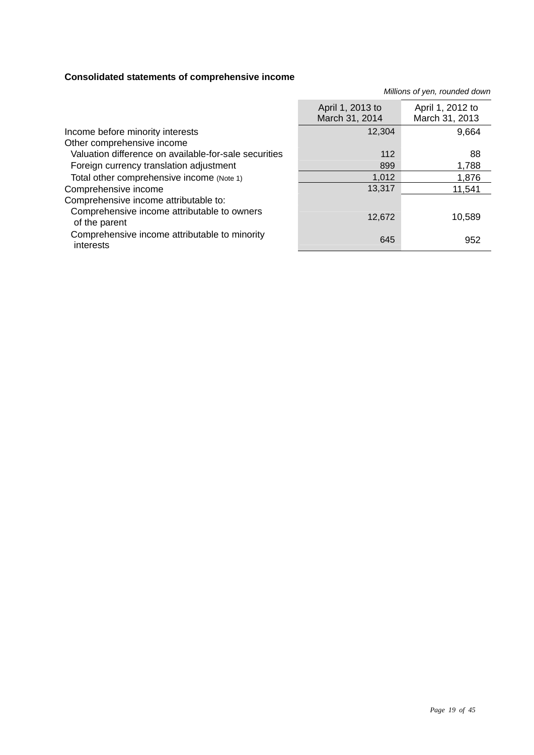**Consolidated statements of comprehensive income**

*Millions of yen, rounded down*

| | April 1, 2013 to March 31, 2014 | April 1, 2012 to March 31, 2013 |
|---|---|---|
| Income before minority interests | 12,304 | 9,664 |
| Other comprehensive income | | |
| Valuation difference on available-for-sale securities | 112 | 88 |
| Foreign currency translation adjustment | 899 | 1,788 |
| Total other comprehensive income (Note 1) | 1,012 | 1,876 |
| Comprehensive income | 13,317 | 11,541 |
| Comprehensive income attributable to: | | |
| Comprehensive income attributable to owners of the parent | 12,672 | 10,589 |
| Comprehensive income attributable to minority interests | 645 | 952 |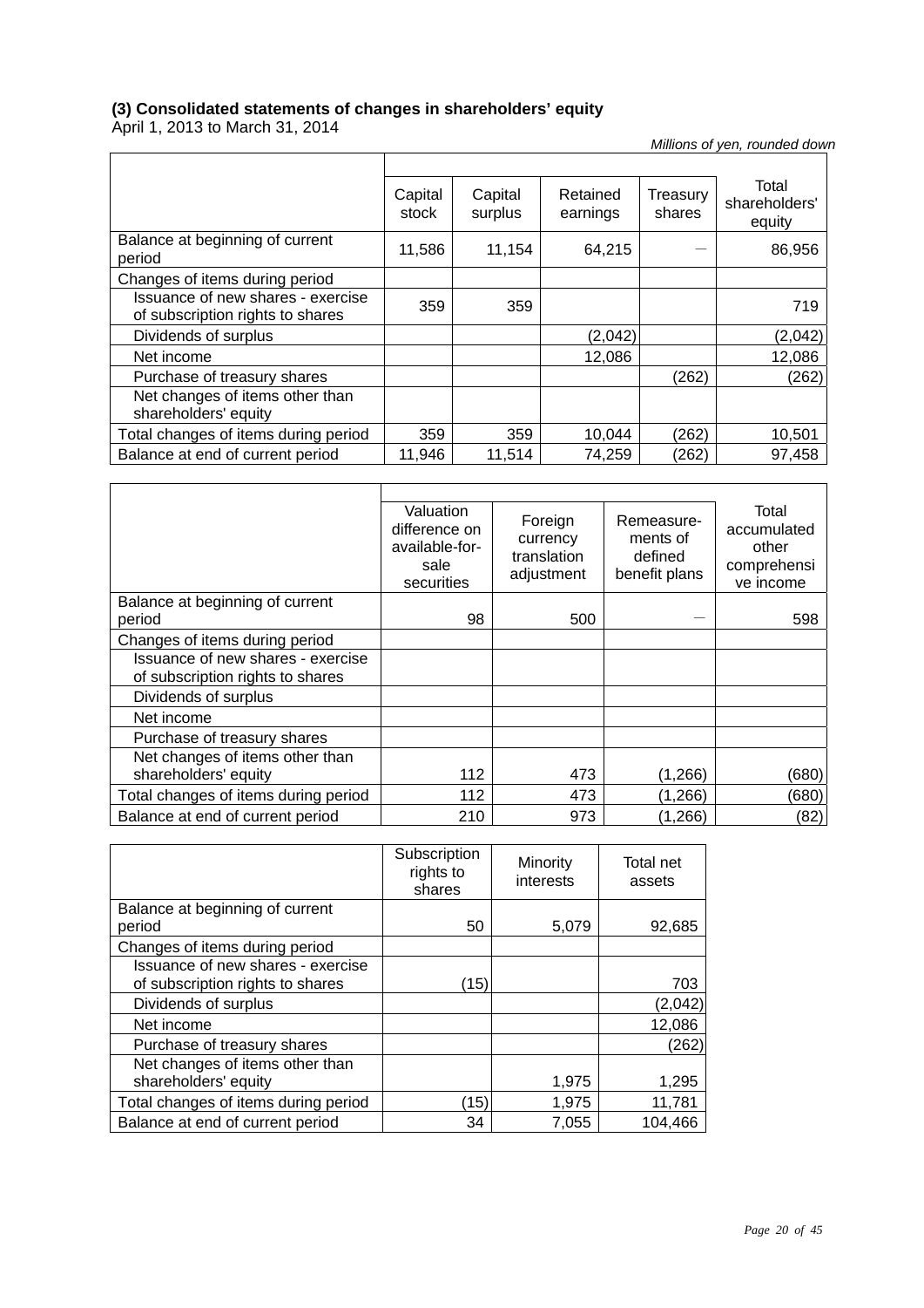### (3) Consolidated statements of changes in shareholders' equity

April 1, 2013 to March 31, 2014

*Millions of yen, rounded down*

| | Capital stock | Capital surplus | Retained earnings | Treasury shares | Total shareholders' equity |
|---|---|---|---|---|---|
| Balance at beginning of current period | 11,586 | 11,154 | 64,215 | — | 86,956 |
| Changes of items during period | | | | | |
| Issuance of new shares - exercise of subscription rights to shares | 359 | 359 | | | 719 |
| Dividends of surplus | | | (2,042) | | (2,042) |
| Net income | | | 12,086 | | 12,086 |
| Purchase of treasury shares | | | | (262) | (262) |
| Net changes of items other than shareholders' equity | | | | | |
| Total changes of items during period | 359 | 359 | 10,044 | (262) | 10,501 |
| Balance at end of current period | 11,946 | 11,514 | 74,259 | (262) | 97,458 |

| | Valuation difference on available-for-sale securities | Foreign currency translation adjustment | Remeasurements of defined benefit plans | Total accumulated other comprehensive income |
|---|---|---|---|---|
| Balance at beginning of current period | 98 | 500 | — | 598 |
| Changes of items during period | | | | |
| Issuance of new shares - exercise of subscription rights to shares | | | | |
| Dividends of surplus | | | | |
| Net income | | | | |
| Purchase of treasury shares | | | | |
| Net changes of items other than shareholders' equity | 112 | 473 | (1,266) | (680) |
| Total changes of items during period | 112 | 473 | (1,266) | (680) |
| Balance at end of current period | 210 | 973 | (1,266) | (82) |

| | Subscription rights to shares | Minority interests | Total net assets |
|---|---|---|---|
| Balance at beginning of current period | 50 | 5,079 | 92,685 |
| Changes of items during period | | | |
| Issuance of new shares - exercise of subscription rights to shares | (15) | | 703 |
| Dividends of surplus | | | (2,042) |
| Net income | | | 12,086 |
| Purchase of treasury shares | | | (262) |
| Net changes of items other than shareholders' equity | | 1,975 | 1,295 |
| Total changes of items during period | (15) | 1,975 | 11,781 |
| Balance at end of current period | 34 | 7,055 | 104,466 |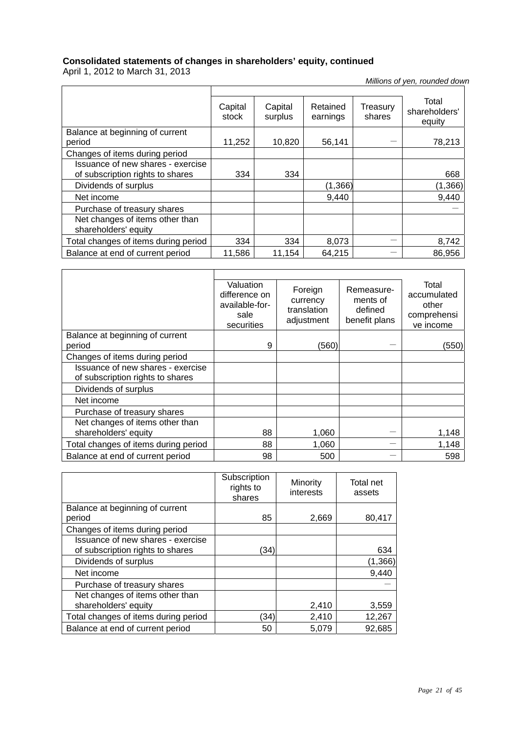**Consolidated statements of changes in shareholders' equity, continued**

April 1, 2012 to March 31, 2013

*Millions of yen, rounded down*

| | Capital stock | Capital surplus | Retained earnings | Treasury shares | Total shareholders' equity |
|---|---|---|---|---|---|
| Balance at beginning of current period | 11,252 | 10,820 | 56,141 | — | 78,213 |
| Changes of items during period | | | | | |
| Issuance of new shares - exercise of subscription rights to shares | 334 | 334 | | | 668 |
| Dividends of surplus | | | (1,366) | | (1,366) |
| Net income | | | 9,440 | | 9,440 |
| Purchase of treasury shares | | | | | — |
| Net changes of items other than shareholders' equity | | | | | |
| Total changes of items during period | 334 | 334 | 8,073 | — | 8,742 |
| Balance at end of current period | 11,586 | 11,154 | 64,215 | — | 86,956 |

| | Valuation difference on available-for-sale securities | Foreign currency translation adjustment | Remeasure-ments of defined benefit plans | Total accumulated other comprehensive income |
|---|---|---|---|---|
| Balance at beginning of current period | 9 | (560) | — | (550) |
| Changes of items during period | | | | |
| Issuance of new shares - exercise of subscription rights to shares | | | | |
| Dividends of surplus | | | | |
| Net income | | | | |
| Purchase of treasury shares | | | | |
| Net changes of items other than shareholders' equity | 88 | 1,060 | — | 1,148 |
| Total changes of items during period | 88 | 1,060 | — | 1,148 |
| Balance at end of current period | 98 | 500 | — | 598 |

| | Subscription rights to shares | Minority interests | Total net assets |
|---|---|---|---|
| Balance at beginning of current period | 85 | 2,669 | 80,417 |
| Changes of items during period | | | |
| Issuance of new shares - exercise of subscription rights to shares | (34) | | 634 |
| Dividends of surplus | | | (1,366) |
| Net income | | | 9,440 |
| Purchase of treasury shares | | | — |
| Net changes of items other than shareholders' equity | | 2,410 | 3,559 |
| Total changes of items during period | (34) | 2,410 | 12,267 |
| Balance at end of current period | 50 | 5,079 | 92,685 |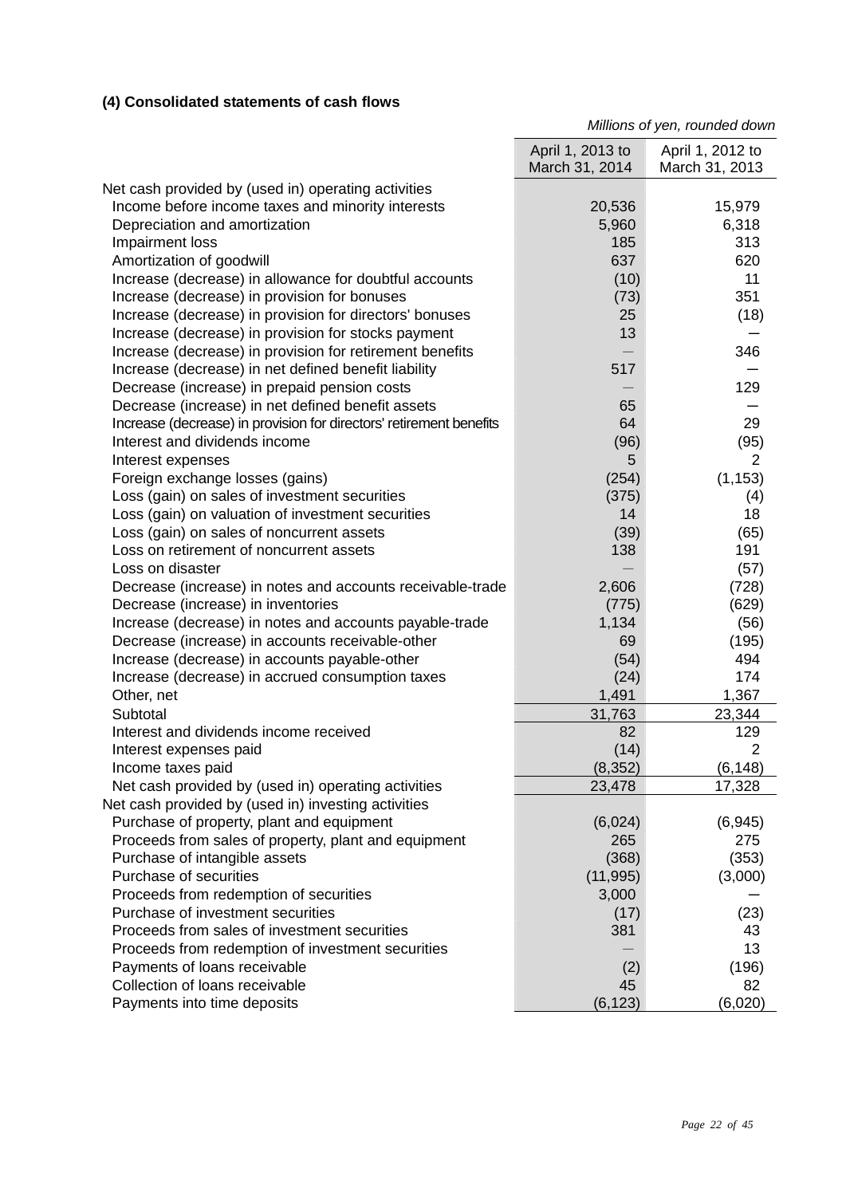### (4) Consolidated statements of cash flows

*Millions of yen, rounded down*

| | April 1, 2013 to March 31, 2014 | April 1, 2012 to March 31, 2013 |
|---|---|---|
| Net cash provided by (used in) operating activities | | |
| Income before income taxes and minority interests | 20,536 | 15,979 |
| Depreciation and amortization | 5,960 | 6,318 |
| Impairment loss | 185 | 313 |
| Amortization of goodwill | 637 | 620 |
| Increase (decrease) in allowance for doubtful accounts | (10) | 11 |
| Increase (decrease) in provision for bonuses | (73) | 351 |
| Increase (decrease) in provision for directors' bonuses | 25 | (18) |
| Increase (decrease) in provision for stocks payment | 13 | — |
| Increase (decrease) in provision for retirement benefits | — | 346 |
| Increase (decrease) in net defined benefit liability | 517 | — |
| Decrease (increase) in prepaid pension costs | — | 129 |
| Decrease (increase) in net defined benefit assets | 65 | — |
| Increase (decrease) in provision for directors' retirement benefits | 64 | 29 |
| Interest and dividends income | (96) | (95) |
| Interest expenses | 5 | 2 |
| Foreign exchange losses (gains) | (254) | (1,153) |
| Loss (gain) on sales of investment securities | (375) | (4) |
| Loss (gain) on valuation of investment securities | 14 | 18 |
| Loss (gain) on sales of noncurrent assets | (39) | (65) |
| Loss on retirement of noncurrent assets | 138 | 191 |
| Loss on disaster | — | (57) |
| Decrease (increase) in notes and accounts receivable-trade | 2,606 | (728) |
| Decrease (increase) in inventories | (775) | (629) |
| Increase (decrease) in notes and accounts payable-trade | 1,134 | (56) |
| Decrease (increase) in accounts receivable-other | 69 | (195) |
| Increase (decrease) in accounts payable-other | (54) | 494 |
| Increase (decrease) in accrued consumption taxes | (24) | 174 |
| Other, net | 1,491 | 1,367 |
| Subtotal | 31,763 | 23,344 |
| Interest and dividends income received | 82 | 129 |
| Interest expenses paid | (14) | 2 |
| Income taxes paid | (8,352) | (6,148) |
| Net cash provided by (used in) operating activities | 23,478 | 17,328 |
| Net cash provided by (used in) investing activities | | |
| Purchase of property, plant and equipment | (6,024) | (6,945) |
| Proceeds from sales of property, plant and equipment | 265 | 275 |
| Purchase of intangible assets | (368) | (353) |
| Purchase of securities | (11,995) | (3,000) |
| Proceeds from redemption of securities | 3,000 | — |
| Purchase of investment securities | (17) | (23) |
| Proceeds from sales of investment securities | 381 | 43 |
| Proceeds from redemption of investment securities | — | 13 |
| Payments of loans receivable | (2) | (196) |
| Collection of loans receivable | 45 | 82 |
| Payments into time deposits | (6,123) | (6,020) |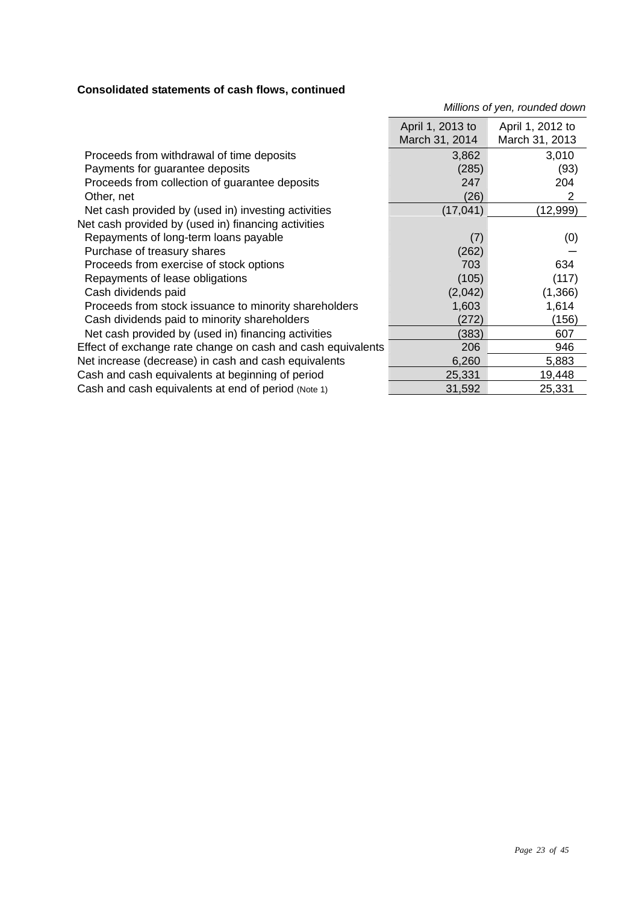**Consolidated statements of cash flows, continued**

*Millions of yen, rounded down*

| | April 1, 2013 to March 31, 2014 | April 1, 2012 to March 31, 2013 |
|---|---|---|
| Proceeds from withdrawal of time deposits | 3,862 | 3,010 |
| Payments for guarantee deposits | (285) | (93) |
| Proceeds from collection of guarantee deposits | 247 | 204 |
| Other, net | (26) | 2 |
| Net cash provided by (used in) investing activities | (17,041) | (12,999) |
| Net cash provided by (used in) financing activities | | |
| Repayments of long-term loans payable | (7) | (0) |
| Purchase of treasury shares | (262) | — |
| Proceeds from exercise of stock options | 703 | 634 |
| Repayments of lease obligations | (105) | (117) |
| Cash dividends paid | (2,042) | (1,366) |
| Proceeds from stock issuance to minority shareholders | 1,603 | 1,614 |
| Cash dividends paid to minority shareholders | (272) | (156) |
| Net cash provided by (used in) financing activities | (383) | 607 |
| Effect of exchange rate change on cash and cash equivalents | 206 | 946 |
| Net increase (decrease) in cash and cash equivalents | 6,260 | 5,883 |
| Cash and cash equivalents at beginning of period | 25,331 | 19,448 |
| Cash and cash equivalents at end of period (Note 1) | 31,592 | 25,331 |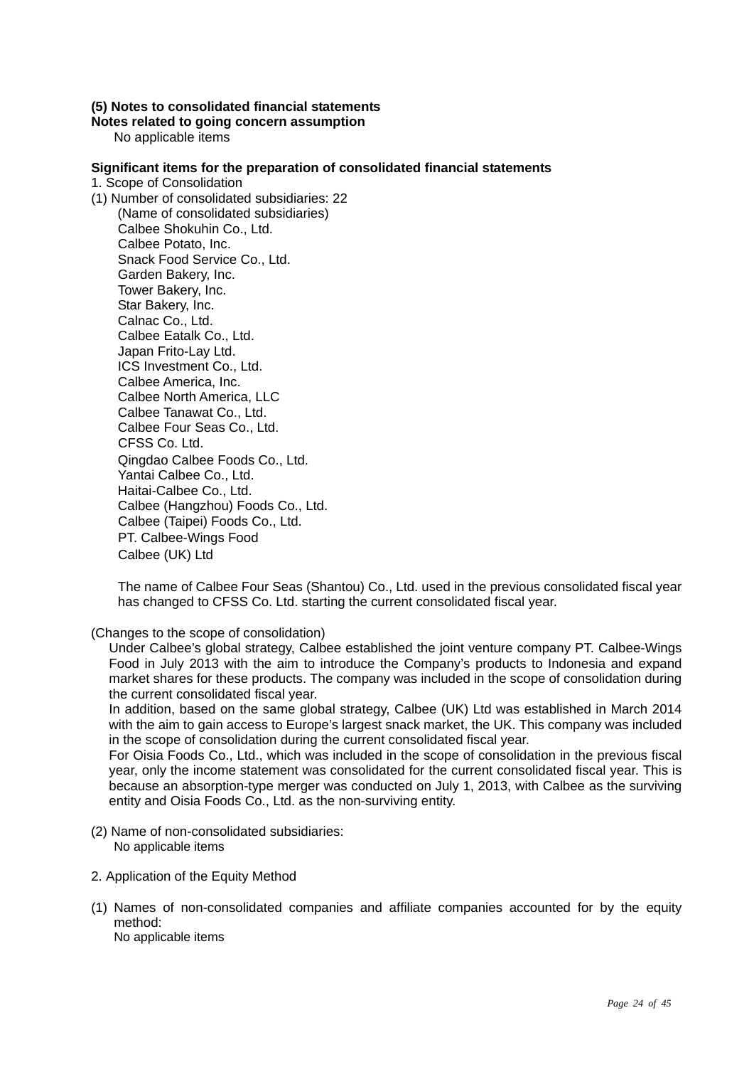**(5) Notes to consolidated financial statements**

**Notes related to going concern assumption**

No applicable items

**Significant items for the preparation of consolidated financial statements**

1. Scope of Consolidation

(1) Number of consolidated subsidiaries: 22

(Name of consolidated subsidiaries)

Calbee Shokuhin Co., Ltd.
Calbee Potato, Inc.
Snack Food Service Co., Ltd.
Garden Bakery, Inc.
Tower Bakery, Inc.
Star Bakery, Inc.
Calnac Co., Ltd.
Calbee Eatalk Co., Ltd.
Japan Frito-Lay Ltd.
ICS Investment Co., Ltd.
Calbee America, Inc.
Calbee North America, LLC
Calbee Tanawat Co., Ltd.
Calbee Four Seas Co., Ltd.
CFSS Co. Ltd.
Qingdao Calbee Foods Co., Ltd.
Yantai Calbee Co., Ltd.
Haitai-Calbee Co., Ltd.
Calbee (Hangzhou) Foods Co., Ltd.
Calbee (Taipei) Foods Co., Ltd.
PT. Calbee-Wings Food
Calbee (UK) Ltd

The name of Calbee Four Seas (Shantou) Co., Ltd. used in the previous consolidated fiscal year has changed to CFSS Co. Ltd. starting the current consolidated fiscal year.

(Changes to the scope of consolidation)

Under Calbee's global strategy, Calbee established the joint venture company PT. Calbee-Wings Food in July 2013 with the aim to introduce the Company's products to Indonesia and expand market shares for these products. The company was included in the scope of consolidation during the current consolidated fiscal year.

In addition, based on the same global strategy, Calbee (UK) Ltd was established in March 2014 with the aim to gain access to Europe's largest snack market, the UK. This company was included in the scope of consolidation during the current consolidated fiscal year.

For Oisia Foods Co., Ltd., which was included in the scope of consolidation in the previous fiscal year, only the income statement was consolidated for the current consolidated fiscal year. This is because an absorption-type merger was conducted on July 1, 2013, with Calbee as the surviving entity and Oisia Foods Co., Ltd. as the non-surviving entity.

(2) Name of non-consolidated subsidiaries:

No applicable items

2. Application of the Equity Method

(1) Names of non-consolidated companies and affiliate companies accounted for by the equity method:

No applicable items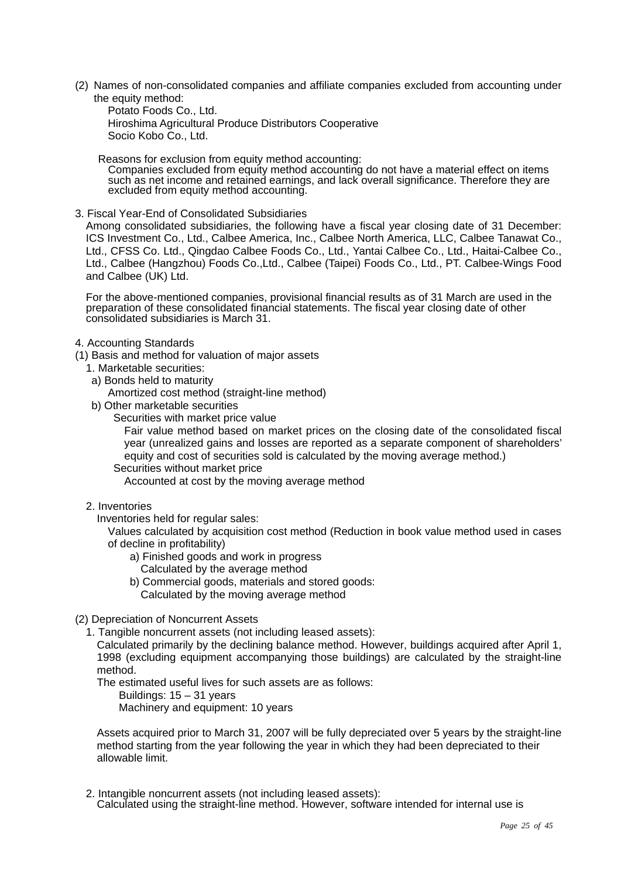(2) Names of non-consolidated companies and affiliate companies excluded from accounting under the equity method:

Potato Foods Co., Ltd.
Hiroshima Agricultural Produce Distributors Cooperative
Socio Kobo Co., Ltd.

Reasons for exclusion from equity method accounting:
Companies excluded from equity method accounting do not have a material effect on items such as net income and retained earnings, and lack overall significance. Therefore they are excluded from equity method accounting.

3. Fiscal Year-End of Consolidated Subsidiaries

Among consolidated subsidiaries, the following have a fiscal year closing date of 31 December: ICS Investment Co., Ltd., Calbee America, Inc., Calbee North America, LLC, Calbee Tanawat Co., Ltd., CFSS Co. Ltd., Qingdao Calbee Foods Co., Ltd., Yantai Calbee Co., Ltd., Haitai-Calbee Co., Ltd., Calbee (Hangzhou) Foods Co.,Ltd., Calbee (Taipei) Foods Co., Ltd., PT. Calbee-Wings Food and Calbee (UK) Ltd.

For the above-mentioned companies, provisional financial results as of 31 March are used in the preparation of these consolidated financial statements. The fiscal year closing date of other consolidated subsidiaries is March 31.

4. Accounting Standards

(1) Basis and method for valuation of major assets

1. Marketable securities:

a) Bonds held to maturity
Amortized cost method (straight-line method)

b) Other marketable securities
Securities with market price value
Fair value method based on market prices on the closing date of the consolidated fiscal year (unrealized gains and losses are reported as a separate component of shareholders' equity and cost of securities sold is calculated by the moving average method.)
Securities without market price
Accounted at cost by the moving average method

2. Inventories

Inventories held for regular sales:
Values calculated by acquisition cost method (Reduction in book value method used in cases of decline in profitability)

a) Finished goods and work in progress
Calculated by the average method

b) Commercial goods, materials and stored goods:
Calculated by the moving average method

(2) Depreciation of Noncurrent Assets

1. Tangible noncurrent assets (not including leased assets):

Calculated primarily by the declining balance method. However, buildings acquired after April 1, 1998 (excluding equipment accompanying those buildings) are calculated by the straight-line method.

The estimated useful lives for such assets are as follows:
Buildings: 15 – 31 years
Machinery and equipment: 10 years

Assets acquired prior to March 31, 2007 will be fully depreciated over 5 years by the straight-line method starting from the year following the year in which they had been depreciated to their allowable limit.

2. Intangible noncurrent assets (not including leased assets):

Calculated using the straight-line method. However, software intended for internal use is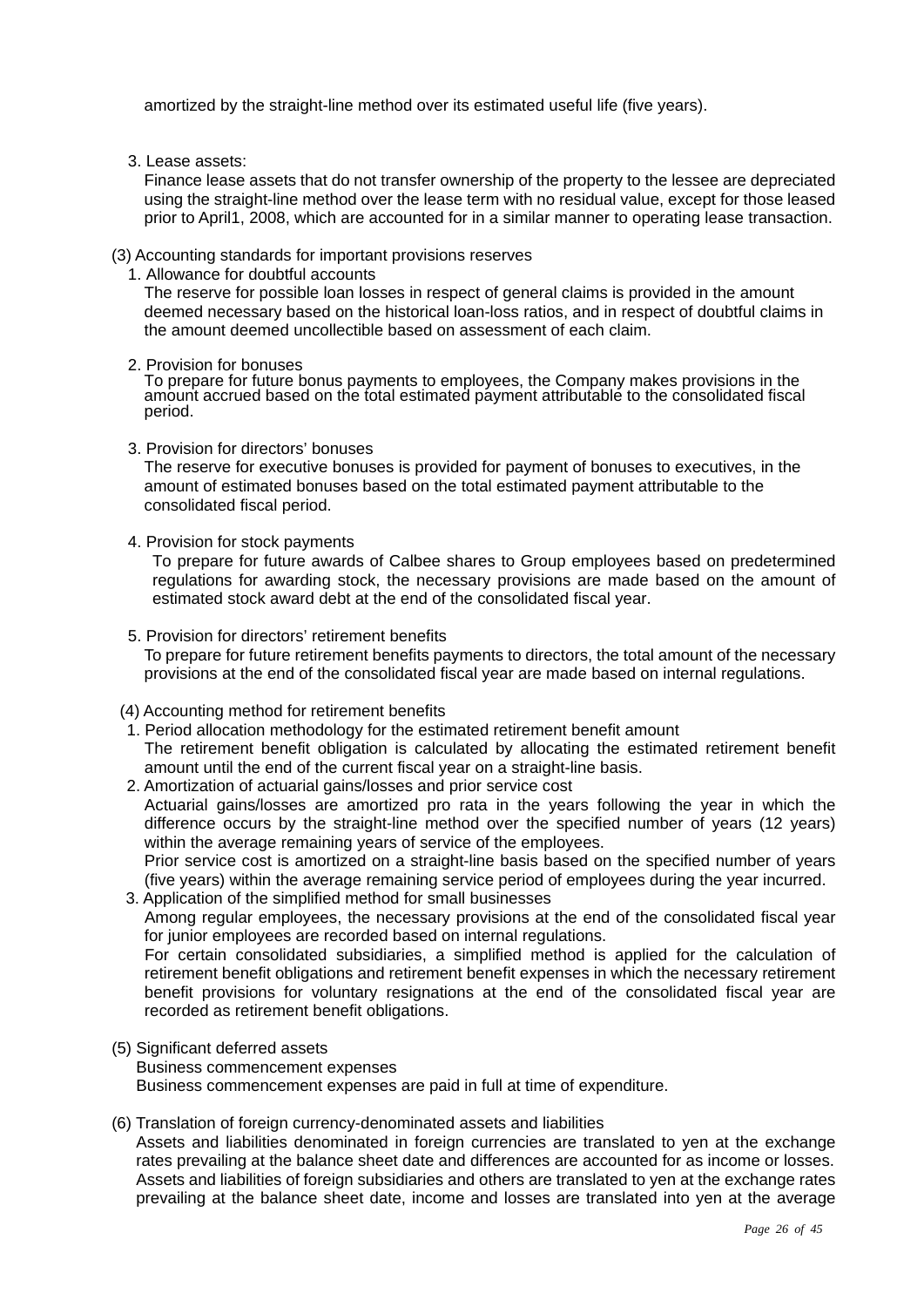amortized by the straight-line method over its estimated useful life (five years).

3. Lease assets:

Finance lease assets that do not transfer ownership of the property to the lessee are depreciated using the straight-line method over the lease term with no residual value, except for those leased prior to April1, 2008, which are accounted for in a similar manner to operating lease transaction.

(3) Accounting standards for important provisions reserves

1. Allowance for doubtful accounts

The reserve for possible loan losses in respect of general claims is provided in the amount deemed necessary based on the historical loan-loss ratios, and in respect of doubtful claims in the amount deemed uncollectible based on assessment of each claim.

2. Provision for bonuses

To prepare for future bonus payments to employees, the Company makes provisions in the amount accrued based on the total estimated payment attributable to the consolidated fiscal period.

3. Provision for directors' bonuses

The reserve for executive bonuses is provided for payment of bonuses to executives, in the amount of estimated bonuses based on the total estimated payment attributable to the consolidated fiscal period.

4. Provision for stock payments

To prepare for future awards of Calbee shares to Group employees based on predetermined regulations for awarding stock, the necessary provisions are made based on the amount of estimated stock award debt at the end of the consolidated fiscal year.

5. Provision for directors' retirement benefits

To prepare for future retirement benefits payments to directors, the total amount of the necessary provisions at the end of the consolidated fiscal year are made based on internal regulations.

(4) Accounting method for retirement benefits

1. Period allocation methodology for the estimated retirement benefit amount

The retirement benefit obligation is calculated by allocating the estimated retirement benefit amount until the end of the current fiscal year on a straight-line basis.

2. Amortization of actuarial gains/losses and prior service cost

Actuarial gains/losses are amortized pro rata in the years following the year in which the difference occurs by the straight-line method over the specified number of years (12 years) within the average remaining years of service of the employees.

Prior service cost is amortized on a straight-line basis based on the specified number of years (five years) within the average remaining service period of employees during the year incurred.

3. Application of the simplified method for small businesses

Among regular employees, the necessary provisions at the end of the consolidated fiscal year for junior employees are recorded based on internal regulations.

For certain consolidated subsidiaries, a simplified method is applied for the calculation of retirement benefit obligations and retirement benefit expenses in which the necessary retirement benefit provisions for voluntary resignations at the end of the consolidated fiscal year are recorded as retirement benefit obligations.

(5) Significant deferred assets

Business commencement expenses

Business commencement expenses are paid in full at time of expenditure.

(6) Translation of foreign currency-denominated assets and liabilities

Assets and liabilities denominated in foreign currencies are translated to yen at the exchange rates prevailing at the balance sheet date and differences are accounted for as income or losses. Assets and liabilities of foreign subsidiaries and others are translated to yen at the exchange rates prevailing at the balance sheet date, income and losses are translated into yen at the average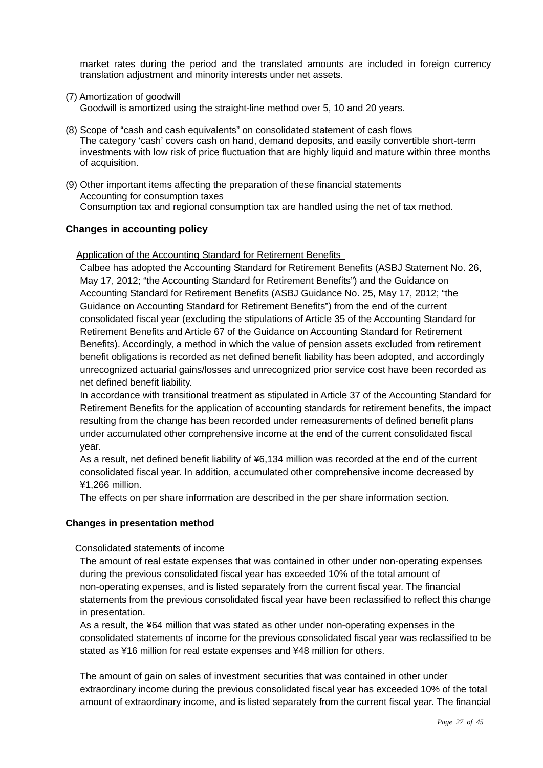market rates during the period and the translated amounts are included in foreign currency translation adjustment and minority interests under net assets.

(7) Amortization of goodwill

Goodwill is amortized using the straight-line method over 5, 10 and 20 years.

(8) Scope of "cash and cash equivalents" on consolidated statement of cash flows

The category 'cash' covers cash on hand, demand deposits, and easily convertible short-term investments with low risk of price fluctuation that are highly liquid and mature within three months of acquisition.

(9) Other important items affecting the preparation of these financial statements

Accounting for consumption taxes

Consumption tax and regional consumption tax are handled using the net of tax method.

## Changes in accounting policy

Application of the Accounting Standard for Retirement Benefits

Calbee has adopted the Accounting Standard for Retirement Benefits (ASBJ Statement No. 26, May 17, 2012; "the Accounting Standard for Retirement Benefits") and the Guidance on Accounting Standard for Retirement Benefits (ASBJ Guidance No. 25, May 17, 2012; "the Guidance on Accounting Standard for Retirement Benefits") from the end of the current consolidated fiscal year (excluding the stipulations of Article 35 of the Accounting Standard for Retirement Benefits and Article 67 of the Guidance on Accounting Standard for Retirement Benefits). Accordingly, a method in which the value of pension assets excluded from retirement benefit obligations is recorded as net defined benefit liability has been adopted, and accordingly unrecognized actuarial gains/losses and unrecognized prior service cost have been recorded as net defined benefit liability.

In accordance with transitional treatment as stipulated in Article 37 of the Accounting Standard for Retirement Benefits for the application of accounting standards for retirement benefits, the impact resulting from the change has been recorded under remeasurements of defined benefit plans under accumulated other comprehensive income at the end of the current consolidated fiscal year.

As a result, net defined benefit liability of ¥6,134 million was recorded at the end of the current consolidated fiscal year. In addition, accumulated other comprehensive income decreased by ¥1,266 million.

The effects on per share information are described in the per share information section.

## Changes in presentation method

Consolidated statements of income

The amount of real estate expenses that was contained in other under non-operating expenses during the previous consolidated fiscal year has exceeded 10% of the total amount of non-operating expenses, and is listed separately from the current fiscal year. The financial statements from the previous consolidated fiscal year have been reclassified to reflect this change in presentation.

As a result, the ¥64 million that was stated as other under non-operating expenses in the consolidated statements of income for the previous consolidated fiscal year was reclassified to be stated as ¥16 million for real estate expenses and ¥48 million for others.

The amount of gain on sales of investment securities that was contained in other under extraordinary income during the previous consolidated fiscal year has exceeded 10% of the total amount of extraordinary income, and is listed separately from the current fiscal year. The financial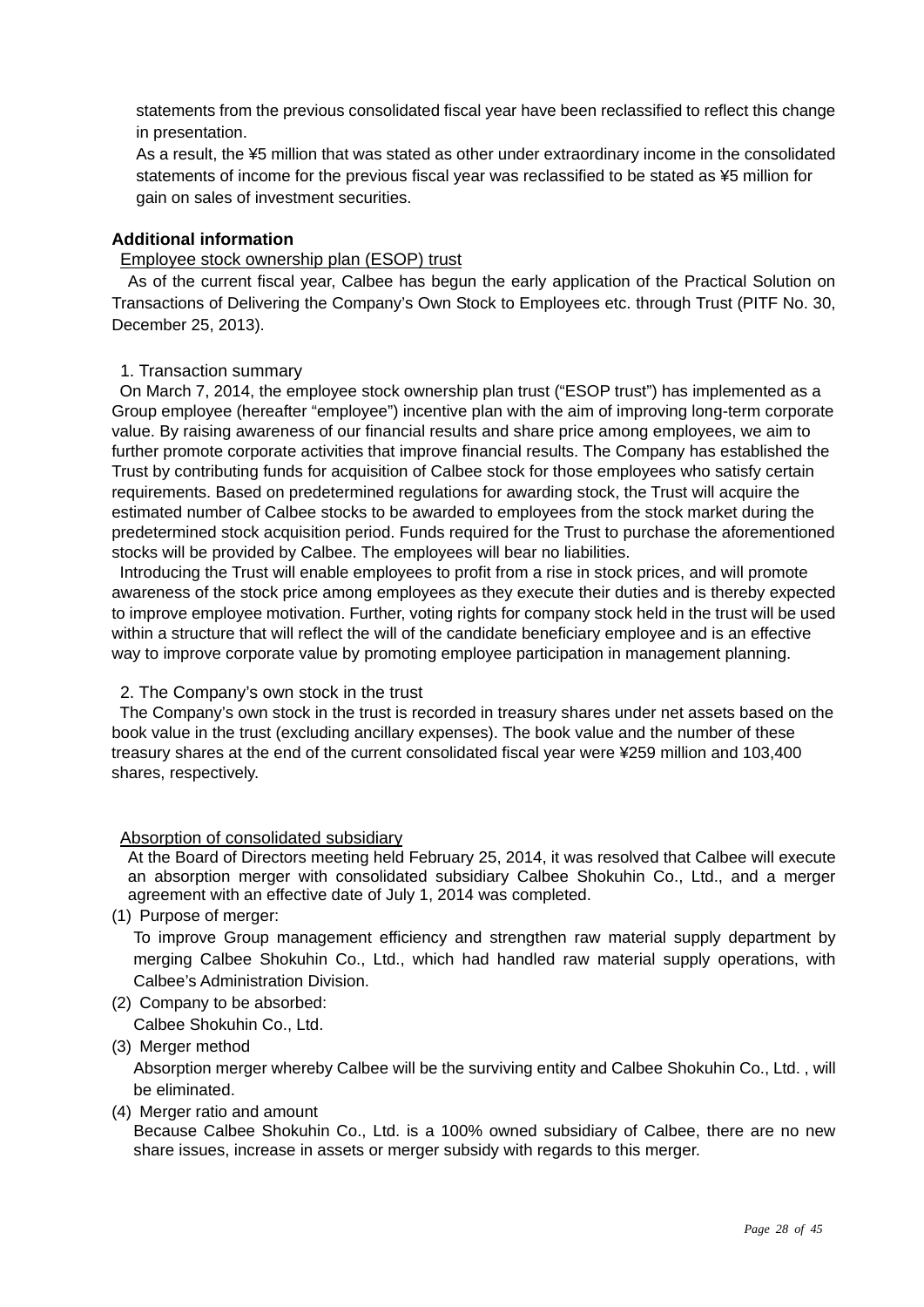statements from the previous consolidated fiscal year have been reclassified to reflect this change in presentation.

As a result, the ¥5 million that was stated as other under extraordinary income in the consolidated statements of income for the previous fiscal year was reclassified to be stated as ¥5 million for gain on sales of investment securities.

**Additional information**

Employee stock ownership plan (ESOP) trust

As of the current fiscal year, Calbee has begun the early application of the Practical Solution on Transactions of Delivering the Company's Own Stock to Employees etc. through Trust (PITF No. 30, December 25, 2013).

1. Transaction summary

On March 7, 2014, the employee stock ownership plan trust ("ESOP trust") has implemented as a Group employee (hereafter "employee") incentive plan with the aim of improving long-term corporate value. By raising awareness of our financial results and share price among employees, we aim to further promote corporate activities that improve financial results. The Company has established the Trust by contributing funds for acquisition of Calbee stock for those employees who satisfy certain requirements. Based on predetermined regulations for awarding stock, the Trust will acquire the estimated number of Calbee stocks to be awarded to employees from the stock market during the predetermined stock acquisition period. Funds required for the Trust to purchase the aforementioned stocks will be provided by Calbee. The employees will bear no liabilities.

Introducing the Trust will enable employees to profit from a rise in stock prices, and will promote awareness of the stock price among employees as they execute their duties and is thereby expected to improve employee motivation. Further, voting rights for company stock held in the trust will be used within a structure that will reflect the will of the candidate beneficiary employee and is an effective way to improve corporate value by promoting employee participation in management planning.

2. The Company's own stock in the trust

The Company's own stock in the trust is recorded in treasury shares under net assets based on the book value in the trust (excluding ancillary expenses). The book value and the number of these treasury shares at the end of the current consolidated fiscal year were ¥259 million and 103,400 shares, respectively.

Absorption of consolidated subsidiary

At the Board of Directors meeting held February 25, 2014, it was resolved that Calbee will execute an absorption merger with consolidated subsidiary Calbee Shokuhin Co., Ltd., and a merger agreement with an effective date of July 1, 2014 was completed.

(1) Purpose of merger:

To improve Group management efficiency and strengthen raw material supply department by merging Calbee Shokuhin Co., Ltd., which had handled raw material supply operations, with Calbee's Administration Division.

(2) Company to be absorbed:

Calbee Shokuhin Co., Ltd.

(3) Merger method

Absorption merger whereby Calbee will be the surviving entity and Calbee Shokuhin Co., Ltd. , will be eliminated.

(4) Merger ratio and amount

Because Calbee Shokuhin Co., Ltd. is a 100% owned subsidiary of Calbee, there are no new share issues, increase in assets or merger subsidy with regards to this merger.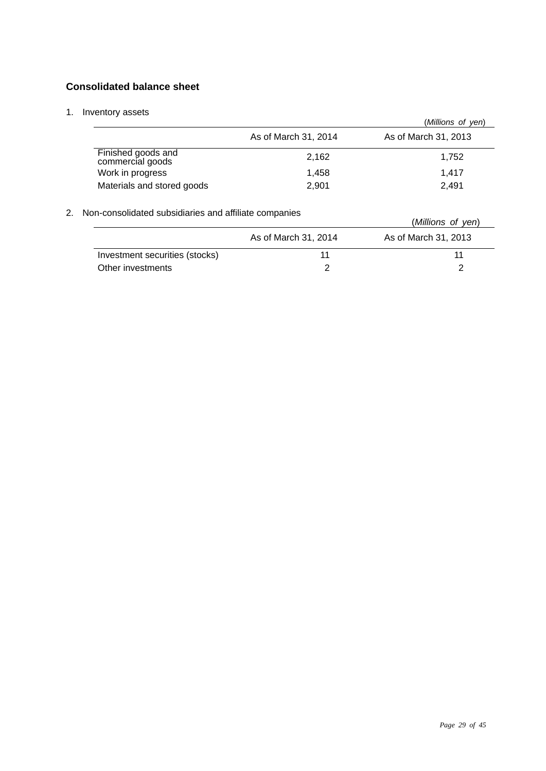### Consolidated balance sheet

1. Inventory assets

(*Millions of yen*)

| | As of March 31, 2014 | As of March 31, 2013 |
|---|---|---|
| Finished goods and commercial goods | 2,162 | 1,752 |
| Work in progress | 1,458 | 1,417 |
| Materials and stored goods | 2,901 | 2,491 |

2. Non-consolidated subsidiaries and affiliate companies

(*Millions of yen*)

| | As of March 31, 2014 | As of March 31, 2013 |
|---|---|---|
| Investment securities (stocks) | 11 | 11 |
| Other investments | 2 | 2 |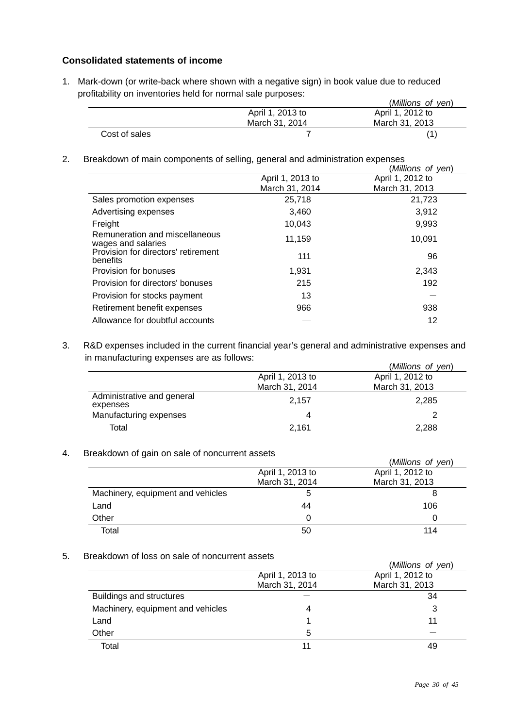**Consolidated statements of income**

1. Mark-down (or write-back where shown with a negative sign) in book value due to reduced profitability on inventories held for normal sale purposes:

(*Millions of yen*)

| | April 1, 2013 to March 31, 2014 | April 1, 2012 to March 31, 2013 |
|---|---|---|
| Cost of sales | 7 | (1) |

2. Breakdown of main components of selling, general and administration expenses

(*Millions of yen*)

| | April 1, 2013 to March 31, 2014 | April 1, 2012 to March 31, 2013 |
|---|---|---|
| Sales promotion expenses | 25,718 | 21,723 |
| Advertising expenses | 3,460 | 3,912 |
| Freight | 10,043 | 9,993 |
| Remuneration and miscellaneous wages and salaries | 11,159 | 10,091 |
| Provision for directors' retirement benefits | 111 | 96 |
| Provision for bonuses | 1,931 | 2,343 |
| Provision for directors' bonuses | 215 | 192 |
| Provision for stocks payment | 13 | — |
| Retirement benefit expenses | 966 | 938 |
| Allowance for doubtful accounts | — | 12 |

3. R&D expenses included in the current financial year's general and administrative expenses and in manufacturing expenses are as follows:

(*Millions of yen*)

| | April 1, 2013 to March 31, 2014 | April 1, 2012 to March 31, 2013 |
|---|---|---|
| Administrative and general expenses | 2,157 | 2,285 |
| Manufacturing expenses | 4 | 2 |
| Total | 2,161 | 2,288 |

4. Breakdown of gain on sale of noncurrent assets

(*Millions of yen*)

| | April 1, 2013 to March 31, 2014 | April 1, 2012 to March 31, 2013 |
|---|---|---|
| Machinery, equipment and vehicles | 5 | 8 |
| Land | 44 | 106 |
| Other | 0 | 0 |
| Total | 50 | 114 |

5. Breakdown of loss on sale of noncurrent assets

(*Millions of yen*)

| | April 1, 2013 to March 31, 2014 | April 1, 2012 to March 31, 2013 |
|---|---|---|
| Buildings and structures | — | 34 |
| Machinery, equipment and vehicles | 4 | 3 |
| Land | 1 | 11 |
| Other | 5 | — |
| Total | 11 | 49 |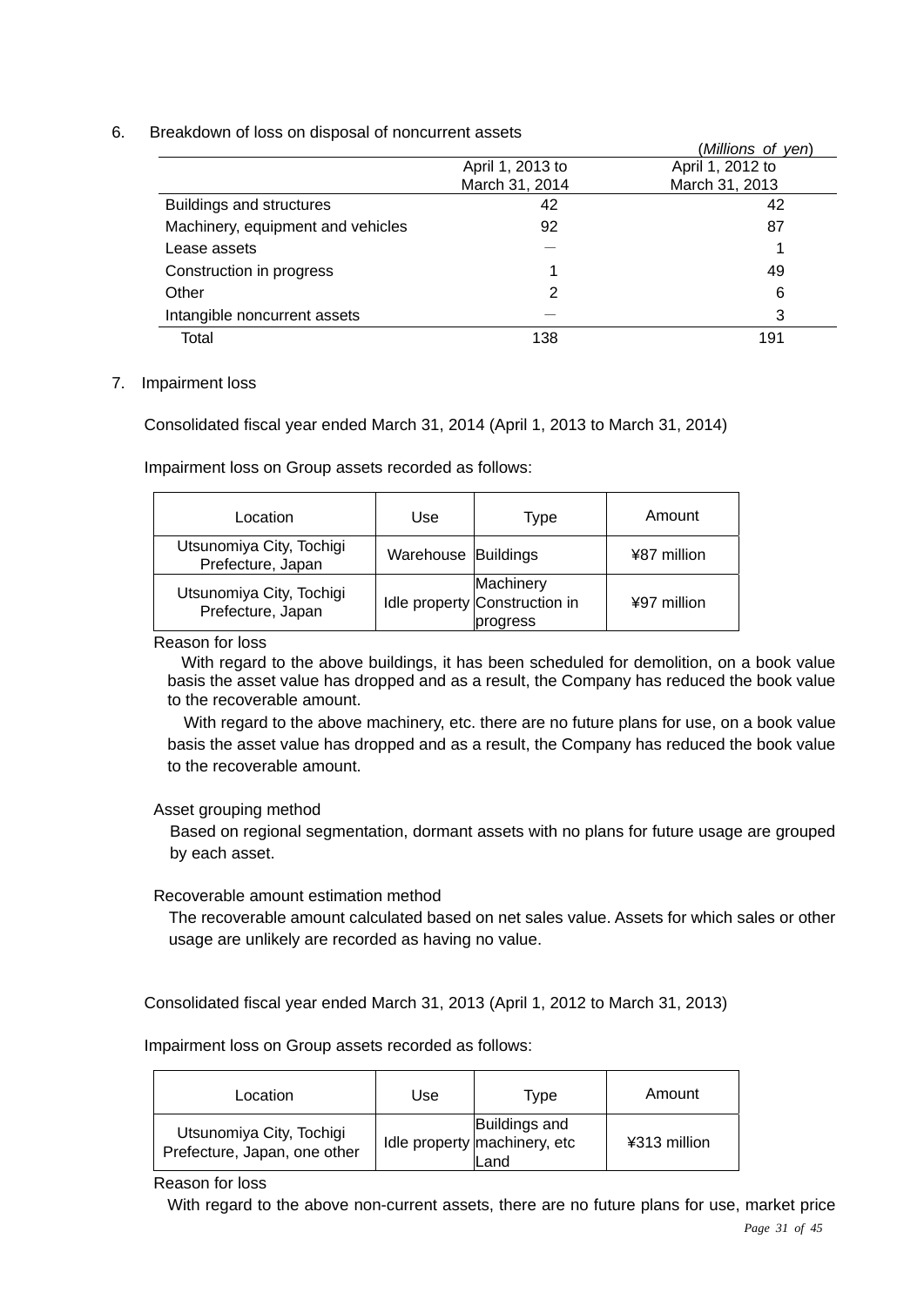6. Breakdown of loss on disposal of noncurrent assets

(*Millions of yen*)

| | April 1, 2013 to March 31, 2014 | April 1, 2012 to March 31, 2013 |
|---|---|---|
| Buildings and structures | 42 | 42 |
| Machinery, equipment and vehicles | 92 | 87 |
| Lease assets | — | 1 |
| Construction in progress | 1 | 49 |
| Other | 2 | 6 |
| Intangible noncurrent assets | — | 3 |
| Total | 138 | 191 |

7. Impairment loss

Consolidated fiscal year ended March 31, 2014 (April 1, 2013 to March 31, 2014)

Impairment loss on Group assets recorded as follows:

| Location | Use | Type | Amount |
|---|---|---|---|
| Utsunomiya City, Tochigi Prefecture, Japan | Warehouse | Buildings | ¥87 million |
| Utsunomiya City, Tochigi Prefecture, Japan | Idle property | Machinery Construction in progress | ¥97 million |

Reason for loss

With regard to the above buildings, it has been scheduled for demolition, on a book value basis the asset value has dropped and as a result, the Company has reduced the book value to the recoverable amount.

With regard to the above machinery, etc. there are no future plans for use, on a book value basis the asset value has dropped and as a result, the Company has reduced the book value to the recoverable amount.

Asset grouping method

Based on regional segmentation, dormant assets with no plans for future usage are grouped by each asset.

Recoverable amount estimation method

The recoverable amount calculated based on net sales value. Assets for which sales or other usage are unlikely are recorded as having no value.

Consolidated fiscal year ended March 31, 2013 (April 1, 2012 to March 31, 2013)

Impairment loss on Group assets recorded as follows:

| Location | Use | Type | Amount |
|---|---|---|---|
| Utsunomiya City, Tochigi Prefecture, Japan, one other | Idle property | Buildings and machinery, etc Land | ¥313 million |

Reason for loss

With regard to the above non-current assets, there are no future plans for use, market price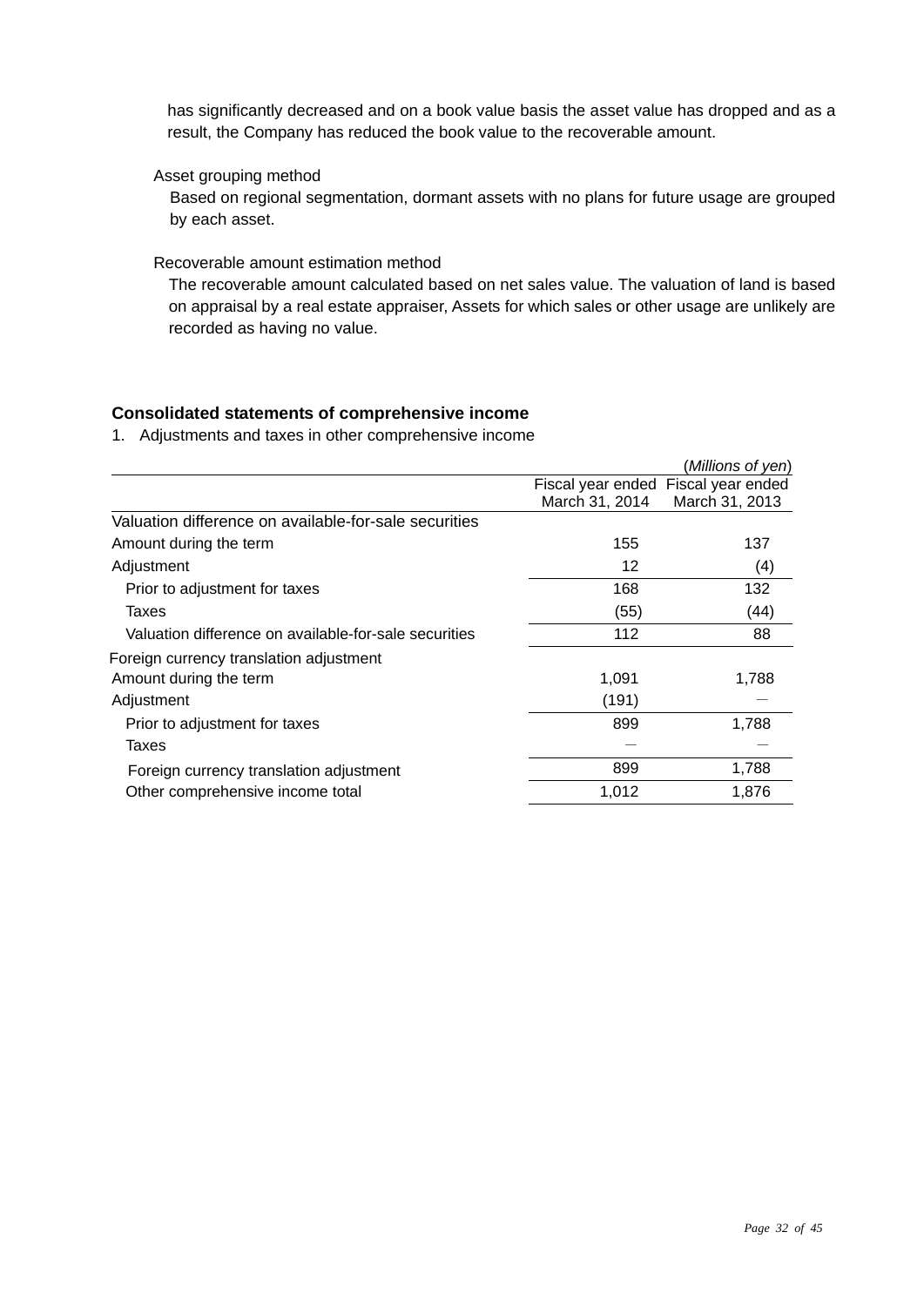has significantly decreased and on a book value basis the asset value has dropped and as a result, the Company has reduced the book value to the recoverable amount.

Asset grouping method

Based on regional segmentation, dormant assets with no plans for future usage are grouped by each asset.

Recoverable amount estimation method

The recoverable amount calculated based on net sales value. The valuation of land is based on appraisal by a real estate appraiser, Assets for which sales or other usage are unlikely are recorded as having no value.

**Consolidated statements of comprehensive income**

1. Adjustments and taxes in other comprehensive income

(*Millions of yen*)

| | Fiscal year ended March 31, 2014 | Fiscal year ended March 31, 2013 |
|---|---|---|
| Valuation difference on available-for-sale securities | | |
| Amount during the term | 155 | 137 |
| Adjustment | 12 | (4) |
| Prior to adjustment for taxes | 168 | 132 |
| Taxes | (55) | (44) |
| Valuation difference on available-for-sale securities | 112 | 88 |
| Foreign currency translation adjustment | | |
| Amount during the term | 1,091 | 1,788 |
| Adjustment | (191) | — |
| Prior to adjustment for taxes | 899 | 1,788 |
| Taxes | — | — |
| Foreign currency translation adjustment | 899 | 1,788 |
| Other comprehensive income total | 1,012 | 1,876 |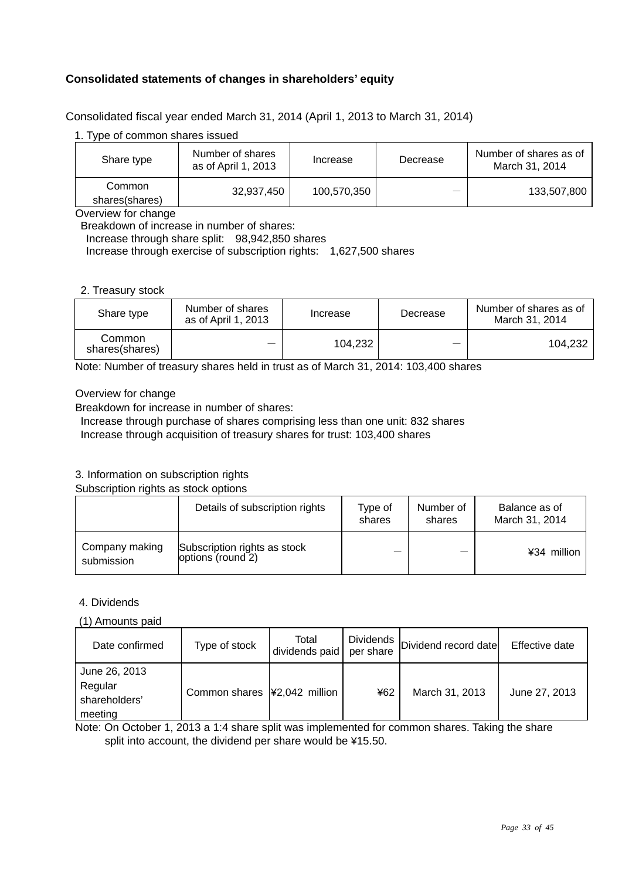## Consolidated statements of changes in shareholders' equity

Consolidated fiscal year ended March 31, 2014 (April 1, 2013 to March 31, 2014)

1. Type of common shares issued

| Share type | Number of shares as of April 1, 2013 | Increase | Decrease | Number of shares as of March 31, 2014 |
|---|---|---|---|---|
| Common shares(shares) | 32,937,450 | 100,570,350 | ― | 133,507,800 |

Overview for change

Breakdown of increase in number of shares:

Increase through share split: 98,942,850 shares

Increase through exercise of subscription rights: 1,627,500 shares

2. Treasury stock

| Share type | Number of shares as of April 1, 2013 | Increase | Decrease | Number of shares as of March 31, 2014 |
|---|---|---|---|---|
| Common shares(shares) | ― | 104,232 | ― | 104,232 |

Note: Number of treasury shares held in trust as of March 31, 2014: 103,400 shares

Overview for change

Breakdown for increase in number of shares:

Increase through purchase of shares comprising less than one unit: 832 shares

Increase through acquisition of treasury shares for trust: 103,400 shares

3. Information on subscription rights

Subscription rights as stock options

| | Details of subscription rights | Type of shares | Number of shares | Balance as of March 31, 2014 |
|---|---|---|---|---|
| Company making submission | Subscription rights as stock options (round 2) | ― | ― | ¥34 million |

4. Dividends

(1) Amounts paid

| Date confirmed | Type of stock | Total dividends paid | Dividends per share | Dividend record date | Effective date |
|---|---|---|---|---|---|
| June 26, 2013 Regular shareholders' meeting | Common shares | ¥2,042 million | ¥62 | March 31, 2013 | June 27, 2013 |

Note: On October 1, 2013 a 1:4 share split was implemented for common shares. Taking the share split into account, the dividend per share would be ¥15.50.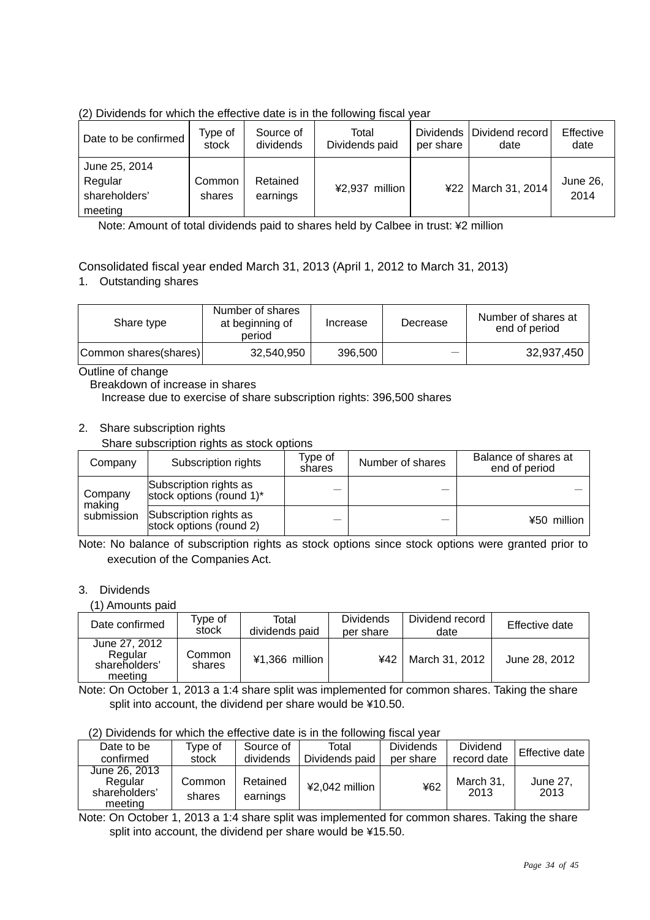(2) Dividends for which the effective date is in the following fiscal year

| Date to be confirmed | Type of stock | Source of dividends | Total Dividends paid | Dividends per share | Dividend record date | Effective date |
|---|---|---|---|---|---|---|
| June 25, 2014 Regular shareholders' meeting | Common shares | Retained earnings | ¥2,937 million | ¥22 | March 31, 2014 | June 26, 2014 |

Note: Amount of total dividends paid to shares held by Calbee in trust: ¥2 million

Consolidated fiscal year ended March 31, 2013 (April 1, 2012 to March 31, 2013)

1. Outstanding shares

| Share type | Number of shares at beginning of period | Increase | Decrease | Number of shares at end of period |
|---|---|---|---|---|
| Common shares(shares) | 32,540,950 | 396,500 | ― | 32,937,450 |

Outline of change

Breakdown of increase in shares

Increase due to exercise of share subscription rights: 396,500 shares

2. Share subscription rights

Share subscription rights as stock options

| Company | Subscription rights | Type of shares | Number of shares | Balance of shares at end of period |
|---|---|---|---|---|
| Company making submission | Subscription rights as stock options (round 1)* | ― | ― | ― |
| | Subscription rights as stock options (round 2) | ― | ― | ¥50 million |

Note: No balance of subscription rights as stock options since stock options were granted prior to execution of the Companies Act.

3. Dividends

(1) Amounts paid

| Date confirmed | Type of stock | Total dividends paid | Dividends per share | Dividend record date | Effective date |
|---|---|---|---|---|---|
| June 27, 2012 Regular shareholders' meeting | Common shares | ¥1,366 million | ¥42 | March 31, 2012 | June 28, 2012 |

Note: On October 1, 2013 a 1:4 share split was implemented for common shares. Taking the share split into account, the dividend per share would be ¥10.50.

(2) Dividends for which the effective date is in the following fiscal year

| Date to be confirmed | Type of stock | Source of dividends | Total Dividends paid | Dividends per share | Dividend record date | Effective date |
|---|---|---|---|---|---|---|
| June 26, 2013 Regular shareholders' meeting | Common shares | Retained earnings | ¥2,042 million | ¥62 | March 31, 2013 | June 27, 2013 |

Note: On October 1, 2013 a 1:4 share split was implemented for common shares. Taking the share split into account, the dividend per share would be ¥15.50.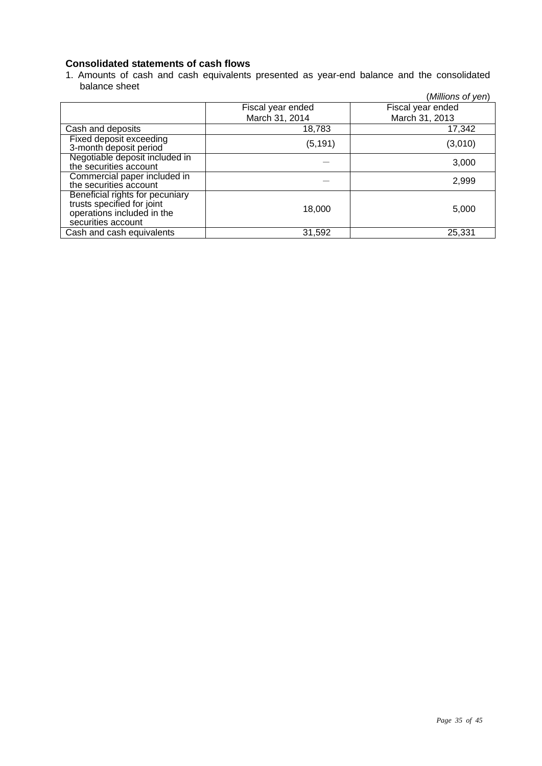**Consolidated statements of cash flows**

1. Amounts of cash and cash equivalents presented as year-end balance and the consolidated balance sheet

(*Millions of yen*)

| | Fiscal year ended March 31, 2014 | Fiscal year ended March 31, 2013 |
|---|---|---|
| Cash and deposits | 18,783 | 17,342 |
| Fixed deposit exceeding 3-month deposit period | (5,191) | (3,010) |
| Negotiable deposit included in the securities account | — | 3,000 |
| Commercial paper included in the securities account | — | 2,999 |
| Beneficial rights for pecuniary trusts specified for joint operations included in the securities account | 18,000 | 5,000 |
| Cash and cash equivalents | 31,592 | 25,331 |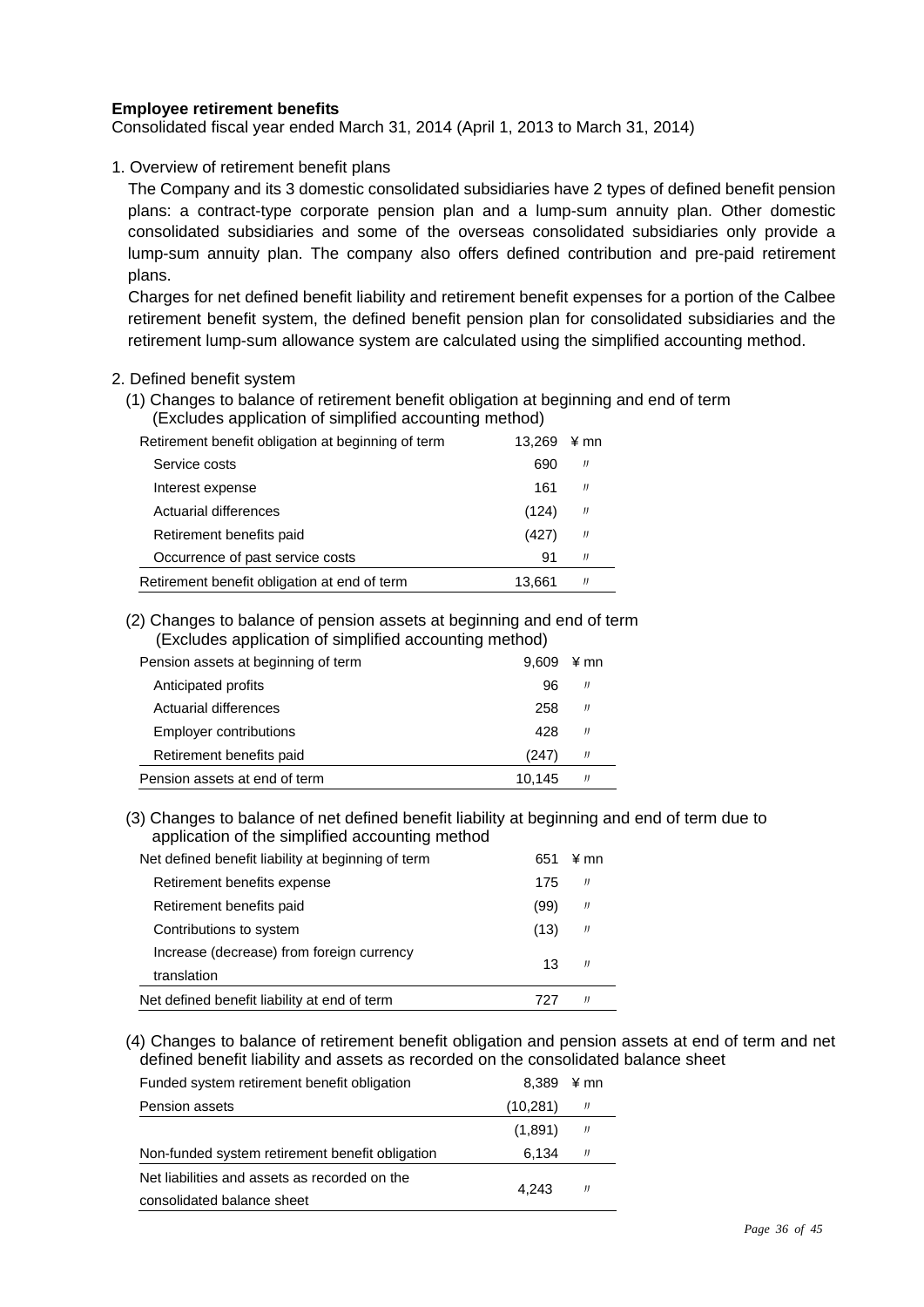**Employee retirement benefits**

Consolidated fiscal year ended March 31, 2014 (April 1, 2013 to March 31, 2014)

1. Overview of retirement benefit plans

The Company and its 3 domestic consolidated subsidiaries have 2 types of defined benefit pension plans: a contract-type corporate pension plan and a lump-sum annuity plan. Other domestic consolidated subsidiaries and some of the overseas consolidated subsidiaries only provide a lump-sum annuity plan. The company also offers defined contribution and pre-paid retirement plans.

Charges for net defined benefit liability and retirement benefit expenses for a portion of the Calbee retirement benefit system, the defined benefit pension plan for consolidated subsidiaries and the retirement lump-sum allowance system are calculated using the simplified accounting method.

2. Defined benefit system

(1) Changes to balance of retirement benefit obligation at beginning and end of term (Excludes application of simplified accounting method)

| | | |
|---|---|---|
| Retirement benefit obligation at beginning of term | 13,269 | ¥ mn |
| Service costs | 690 | 〃 |
| Interest expense | 161 | 〃 |
| Actuarial differences | (124) | 〃 |
| Retirement benefits paid | (427) | 〃 |
| Occurrence of past service costs | 91 | 〃 |
| Retirement benefit obligation at end of term | 13,661 | 〃 |

(2) Changes to balance of pension assets at beginning and end of term (Excludes application of simplified accounting method)

| | | |
|---|---|---|
| Pension assets at beginning of term | 9,609 | ¥ mn |
| Anticipated profits | 96 | 〃 |
| Actuarial differences | 258 | 〃 |
| Employer contributions | 428 | 〃 |
| Retirement benefits paid | (247) | 〃 |
| Pension assets at end of term | 10,145 | 〃 |

(3) Changes to balance of net defined benefit liability at beginning and end of term due to application of the simplified accounting method

| | | |
|---|---|---|
| Net defined benefit liability at beginning of term | 651 | ¥ mn |
| Retirement benefits expense | 175 | 〃 |
| Retirement benefits paid | (99) | 〃 |
| Contributions to system | (13) | 〃 |
| Increase (decrease) from foreign currency translation | 13 | 〃 |
| Net defined benefit liability at end of term | 727 | 〃 |

(4) Changes to balance of retirement benefit obligation and pension assets at end of term and net defined benefit liability and assets as recorded on the consolidated balance sheet

| | | |
|---|---|---|
| Funded system retirement benefit obligation | 8,389 | ¥ mn |
| Pension assets | (10,281) | 〃 |
| | (1,891) | 〃 |
| Non-funded system retirement benefit obligation | 6,134 | 〃 |
| Net liabilities and assets as recorded on the consolidated balance sheet | 4,243 | 〃 |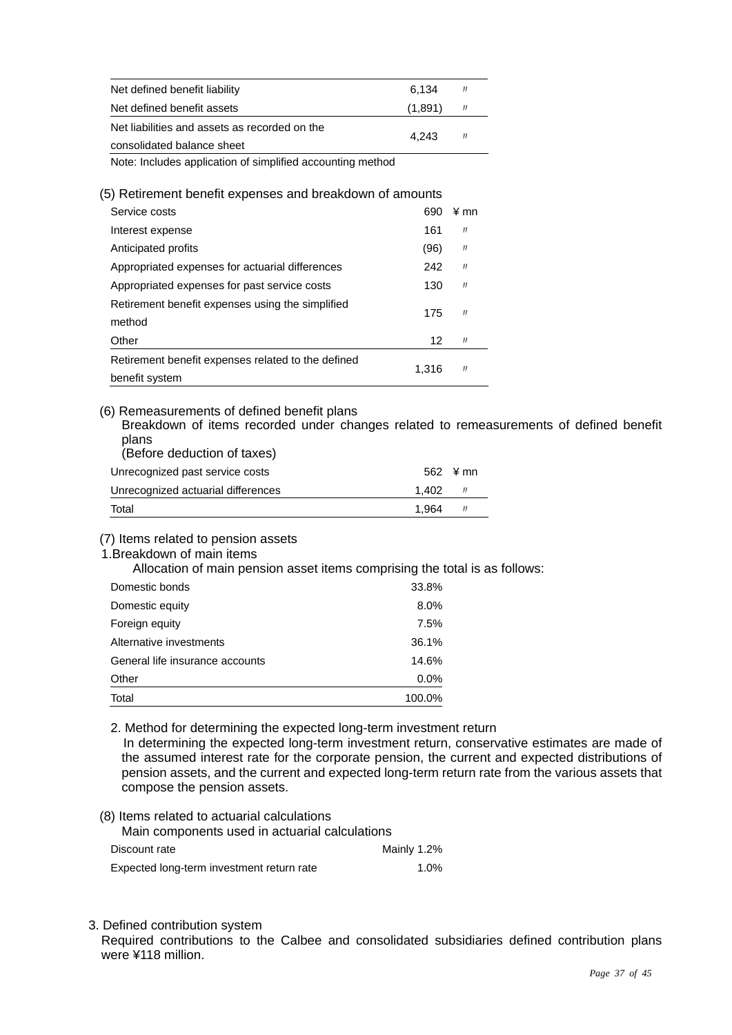| | | |
|---|---|---|
| Net defined benefit liability | 6,134 | 〃 |
| Net defined benefit assets | (1,891) | 〃 |
| Net liabilities and assets as recorded on the consolidated balance sheet | 4,243 | 〃 |

Note: Includes application of simplified accounting method

(5) Retirement benefit expenses and breakdown of amounts

| | | |
|---|---|---|
| Service costs | 690 | ¥ mn |
| Interest expense | 161 | 〃 |
| Anticipated profits | (96) | 〃 |
| Appropriated expenses for actuarial differences | 242 | 〃 |
| Appropriated expenses for past service costs | 130 | 〃 |
| Retirement benefit expenses using the simplified method | 175 | 〃 |
| Other | 12 | 〃 |
| Retirement benefit expenses related to the defined benefit system | 1,316 | 〃 |

(6) Remeasurements of defined benefit plans

Breakdown of items recorded under changes related to remeasurements of defined benefit plans
(Before deduction of taxes)

| | | |
|---|---|---|
| Unrecognized past service costs | 562 | ¥ mn |
| Unrecognized actuarial differences | 1,402 | 〃 |
| Total | 1,964 | 〃 |

(7) Items related to pension assets

1.Breakdown of main items

Allocation of main pension asset items comprising the total is as follows:

| | |
|---|---|
| Domestic bonds | 33.8% |
| Domestic equity | 8.0% |
| Foreign equity | 7.5% |
| Alternative investments | 36.1% |
| General life insurance accounts | 14.6% |
| Other | 0.0% |
| Total | 100.0% |

2. Method for determining the expected long-term investment return

In determining the expected long-term investment return, conservative estimates are made of the assumed interest rate for the corporate pension, the current and expected distributions of pension assets, and the current and expected long-term return rate from the various assets that compose the pension assets.

(8) Items related to actuarial calculations

Main components used in actuarial calculations

| | |
|---|---|
| Discount rate | Mainly 1.2% |
| Expected long-term investment return rate | 1.0% |

3. Defined contribution system

Required contributions to the Calbee and consolidated subsidiaries defined contribution plans were ¥118 million.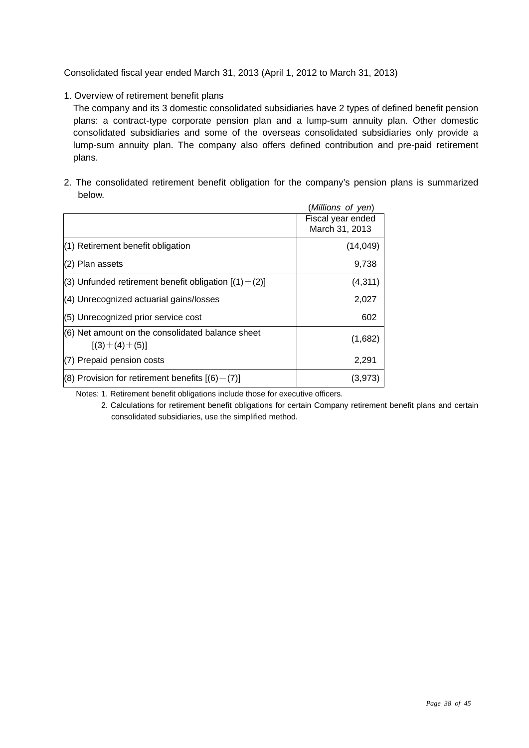Consolidated fiscal year ended March 31, 2013 (April 1, 2012 to March 31, 2013)

1. Overview of retirement benefit plans

   The company and its 3 domestic consolidated subsidiaries have 2 types of defined benefit pension plans: a contract-type corporate pension plan and a lump-sum annuity plan. Other domestic consolidated subsidiaries and some of the overseas consolidated subsidiaries only provide a lump-sum annuity plan. The company also offers defined contribution and pre-paid retirement plans.

2. The consolidated retirement benefit obligation for the company's pension plans is summarized below.

(*Millions of yen*)

| | Fiscal year ended March 31, 2013 |
|---|---|
| (1) Retirement benefit obligation | (14,049) |
| (2) Plan assets | 9,738 |
| (3) Unfunded retirement benefit obligation [(1)＋(2)] | (4,311) |
| (4) Unrecognized actuarial gains/losses | 2,027 |
| (5) Unrecognized prior service cost | 602 |
| (6) Net amount on the consolidated balance sheet [(3)＋(4)＋(5)] | (1,682) |
| (7) Prepaid pension costs | 2,291 |
| (8) Provision for retirement benefits [(6)－(7)] | (3,973) |

Notes: 1. Retirement benefit obligations include those for executive officers.

2. Calculations for retirement benefit obligations for certain Company retirement benefit plans and certain consolidated subsidiaries, use the simplified method.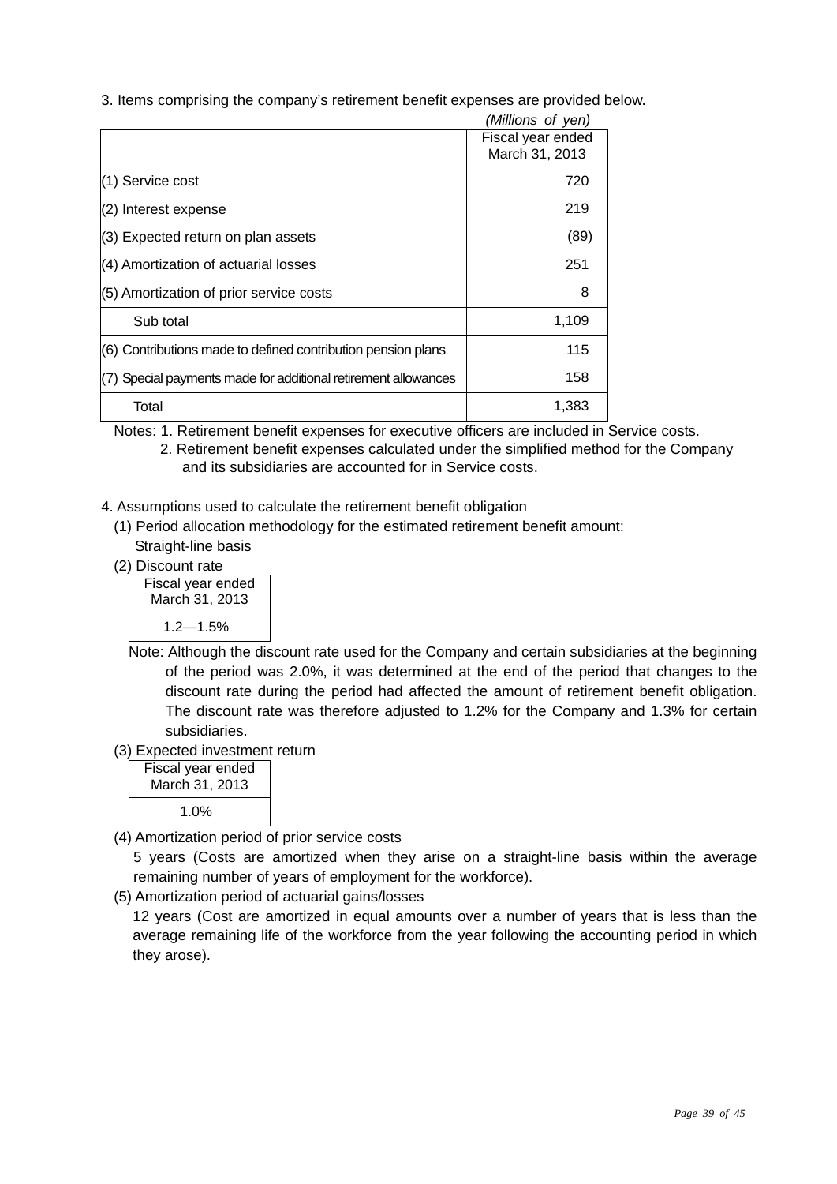3. Items comprising the company's retirement benefit expenses are provided below.

*(Millions of yen)*

| | Fiscal year ended March 31, 2013 |
|---|---|
| (1) Service cost | 720 |
| (2) Interest expense | 219 |
| (3) Expected return on plan assets | (89) |
| (4) Amortization of actuarial losses | 251 |
| (5) Amortization of prior service costs | 8 |
| Sub total | 1,109 |
| (6) Contributions made to defined contribution pension plans | 115 |
| (7) Special payments made for additional retirement allowances | 158 |
| Total | 1,383 |

Notes: 1. Retirement benefit expenses for executive officers are included in Service costs.
2. Retirement benefit expenses calculated under the simplified method for the Company and its subsidiaries are accounted for in Service costs.

4. Assumptions used to calculate the retirement benefit obligation

(1) Period allocation methodology for the estimated retirement benefit amount:
Straight-line basis

(2) Discount rate

| Fiscal year ended March 31, 2013 |
|---|
| 1.2—1.5% |

Note: Although the discount rate used for the Company and certain subsidiaries at the beginning of the period was 2.0%, it was determined at the end of the period that changes to the discount rate during the period had affected the amount of retirement benefit obligation. The discount rate was therefore adjusted to 1.2% for the Company and 1.3% for certain subsidiaries.

(3) Expected investment return

| Fiscal year ended March 31, 2013 |
|---|
| 1.0% |

(4) Amortization period of prior service costs
5 years (Costs are amortized when they arise on a straight-line basis within the average remaining number of years of employment for the workforce).

(5) Amortization period of actuarial gains/losses
12 years (Cost are amortized in equal amounts over a number of years that is less than the average remaining life of the workforce from the year following the accounting period in which they arose).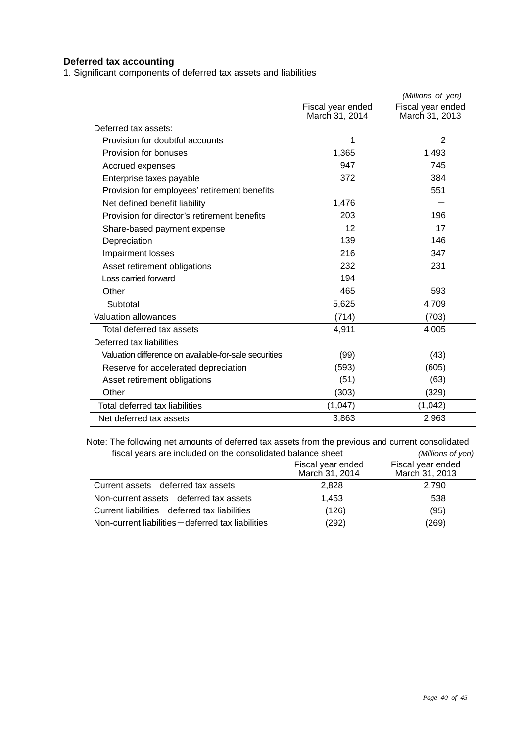**Deferred tax accounting**

1. Significant components of deferred tax assets and liabilities

*(Millions of yen)*

| | Fiscal year ended March 31, 2014 | Fiscal year ended March 31, 2013 |
|---|---|---|
| Deferred tax assets: | | |
| Provision for doubtful accounts | 1 | 2 |
| Provision for bonuses | 1,365 | 1,493 |
| Accrued expenses | 947 | 745 |
| Enterprise taxes payable | 372 | 384 |
| Provision for employees' retirement benefits | — | 551 |
| Net defined benefit liability | 1,476 | — |
| Provision for director's retirement benefits | 203 | 196 |
| Share-based payment expense | 12 | 17 |
| Depreciation | 139 | 146 |
| Impairment losses | 216 | 347 |
| Asset retirement obligations | 232 | 231 |
| Loss carried forward | 194 | — |
| Other | 465 | 593 |
| Subtotal | 5,625 | 4,709 |
| Valuation allowances | (714) | (703) |
| Total deferred tax assets | 4,911 | 4,005 |
| Deferred tax liabilities | | |
| Valuation difference on available-for-sale securities | (99) | (43) |
| Reserve for accelerated depreciation | (593) | (605) |
| Asset retirement obligations | (51) | (63) |
| Other | (303) | (329) |
| Total deferred tax liabilities | (1,047) | (1,042) |
| Net deferred tax assets | 3,863 | 2,963 |

Note: The following net amounts of deferred tax assets from the previous and current consolidated fiscal years are included on the consolidated balance sheet *(Millions of yen)*

| | Fiscal year ended March 31, 2014 | Fiscal year ended March 31, 2013 |
|---|---|---|
| Current assets－deferred tax assets | 2,828 | 2,790 |
| Non-current assets－deferred tax assets | 1,453 | 538 |
| Current liabilities－deferred tax liabilities | (126) | (95) |
| Non-current liabilities－deferred tax liabilities | (292) | (269) |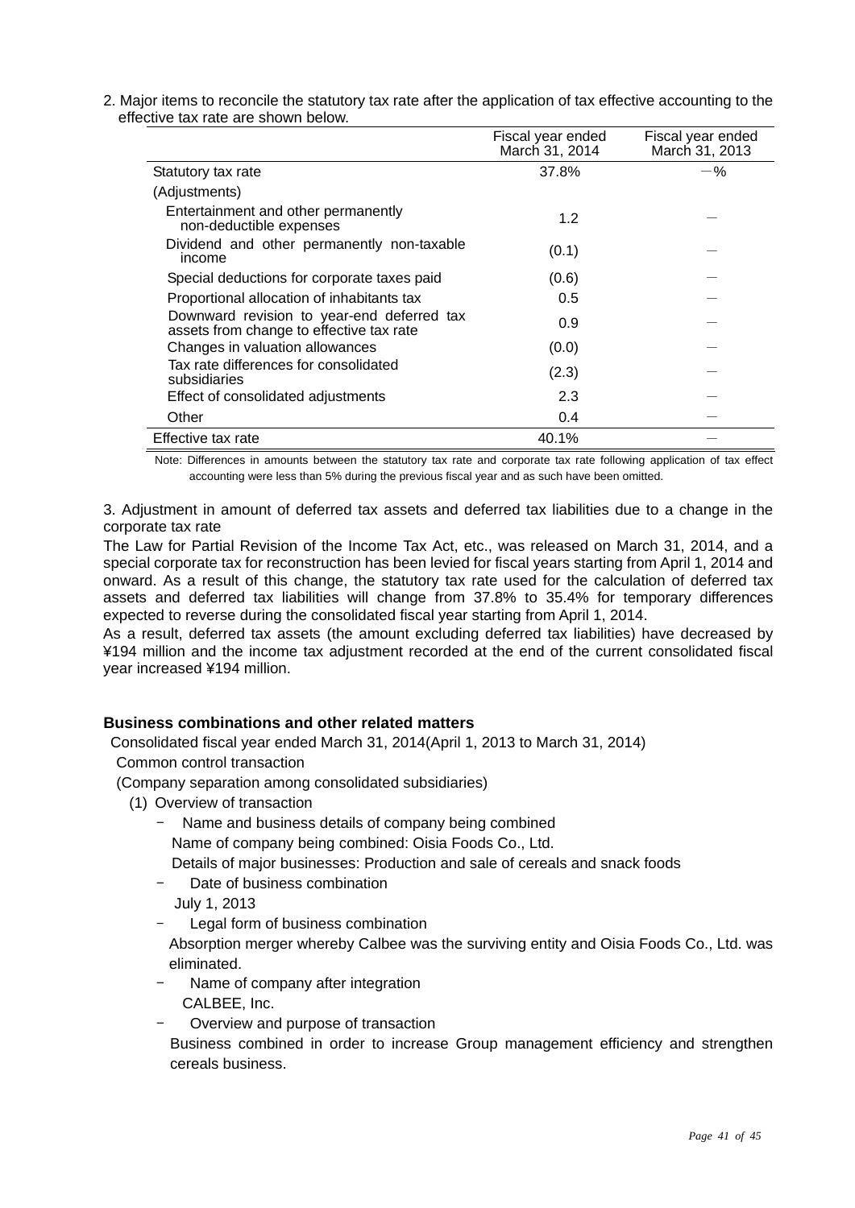2. Major items to reconcile the statutory tax rate after the application of tax effective accounting to the effective tax rate are shown below.

| | Fiscal year ended March 31, 2014 | Fiscal year ended March 31, 2013 |
|---|---|---|
| Statutory tax rate | 37.8% | －% |
| (Adjustments) | | |
| Entertainment and other permanently non-deductible expenses | 1.2 | ― |
| Dividend and other permanently non-taxable income | (0.1) | ― |
| Special deductions for corporate taxes paid | (0.6) | ― |
| Proportional allocation of inhabitants tax | 0.5 | ― |
| Downward revision to year-end deferred tax assets from change to effective tax rate | 0.9 | ― |
| Changes in valuation allowances | (0.0) | ― |
| Tax rate differences for consolidated subsidiaries | (2.3) | ― |
| Effect of consolidated adjustments | 2.3 | ― |
| Other | 0.4 | ― |
| Effective tax rate | 40.1% | ― |

Note: Differences in amounts between the statutory tax rate and corporate tax rate following application of tax effect accounting were less than 5% during the previous fiscal year and as such have been omitted.

3. Adjustment in amount of deferred tax assets and deferred tax liabilities due to a change in the corporate tax rate

The Law for Partial Revision of the Income Tax Act, etc., was released on March 31, 2014, and a special corporate tax for reconstruction has been levied for fiscal years starting from April 1, 2014 and onward. As a result of this change, the statutory tax rate used for the calculation of deferred tax assets and deferred tax liabilities will change from 37.8% to 35.4% for temporary differences expected to reverse during the consolidated fiscal year starting from April 1, 2014.

As a result, deferred tax assets (the amount excluding deferred tax liabilities) have decreased by ¥194 million and the income tax adjustment recorded at the end of the current consolidated fiscal year increased ¥194 million.

**Business combinations and other related matters**

Consolidated fiscal year ended March 31, 2014(April 1, 2013 to March 31, 2014)

Common control transaction

(Company separation among consolidated subsidiaries)

(1) Overview of transaction

- Name and business details of company being combined
  Name of company being combined: Oisia Foods Co., Ltd.
  Details of major businesses: Production and sale of cereals and snack foods
- Date of business combination
  July 1, 2013
- Legal form of business combination
  Absorption merger whereby Calbee was the surviving entity and Oisia Foods Co., Ltd. was eliminated.
- Name of company after integration
  CALBEE, Inc.
- Overview and purpose of transaction
  Business combined in order to increase Group management efficiency and strengthen cereals business.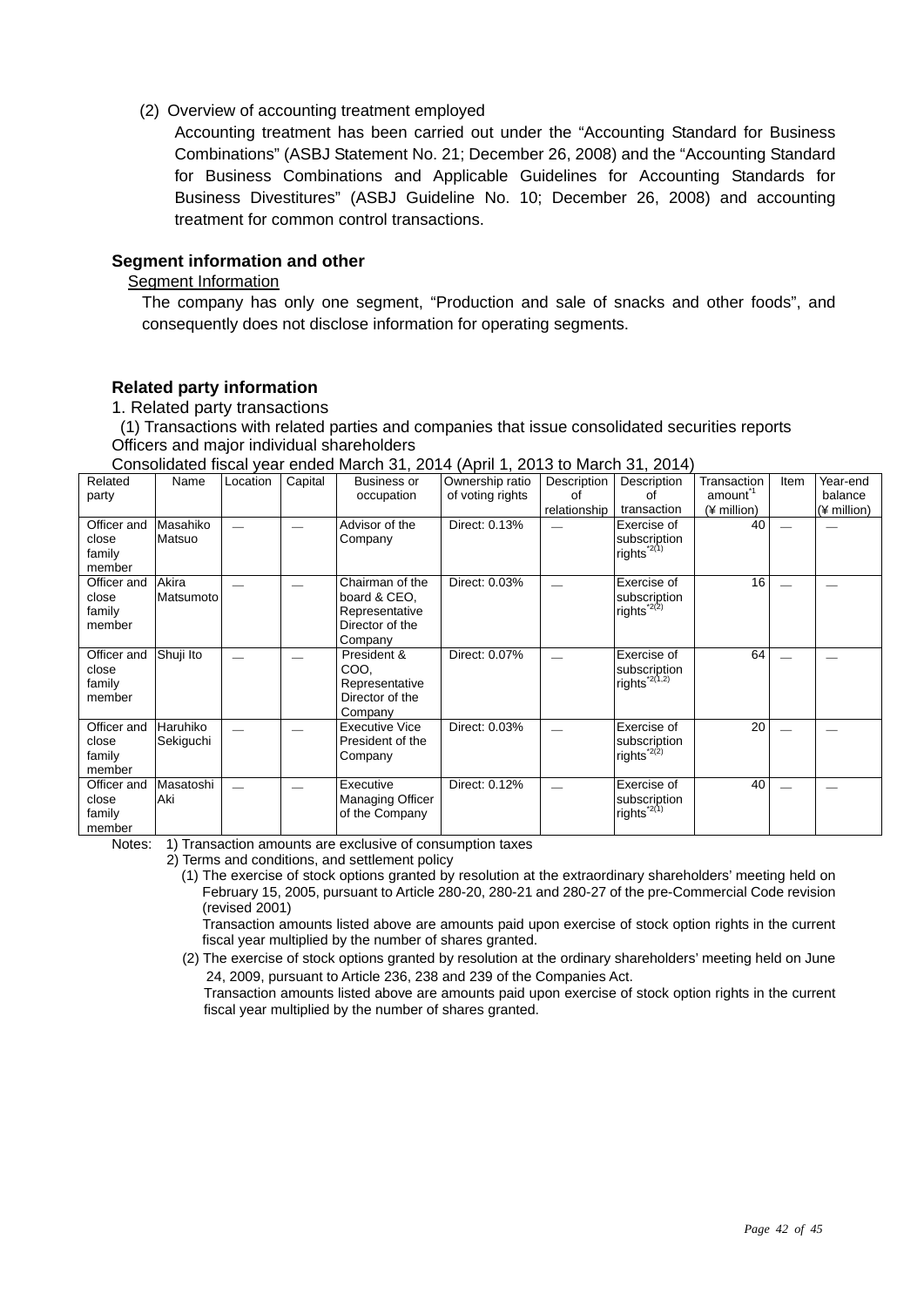(2) Overview of accounting treatment employed

Accounting treatment has been carried out under the "Accounting Standard for Business Combinations" (ASBJ Statement No. 21; December 26, 2008) and the "Accounting Standard for Business Combinations and Applicable Guidelines for Accounting Standards for Business Divestitures" (ASBJ Guideline No. 10; December 26, 2008) and accounting treatment for common control transactions.

### Segment information and other

Segment Information

The company has only one segment, "Production and sale of snacks and other foods", and consequently does not disclose information for operating segments.

### Related party information

1. Related party transactions

(1) Transactions with related parties and companies that issue consolidated securities reports

Officers and major individual shareholders

Consolidated fiscal year ended March 31, 2014 (April 1, 2013 to March 31, 2014)

| Related party | Name | Location | Capital | Business or occupation | Ownership ratio of voting rights | Description of relationship | Description of transaction | Transaction amount*1 (¥ million) | Item | Year-end balance (¥ million) |
|---|---|---|---|---|---|---|---|---|---|---|
| Officer and close family member | Masahiko Matsuo | — | — | Advisor of the Company | Direct: 0.13% | — | Exercise of subscription rights*2(1) | 40 | — | — |
| Officer and close family member | Akira Matsumoto | — | — | Chairman of the board & CEO, Representative Director of the Company | Direct: 0.03% | — | Exercise of subscription rights*2(2) | 16 | — | — |
| Officer and close family member | Shuji Ito | — | — | President & COO, Representative Director of the Company | Direct: 0.07% | — | Exercise of subscription rights*2(1,2) | 64 | — | — |
| Officer and close family member | Haruhiko Sekiguchi | — | — | Executive Vice President of the Company | Direct: 0.03% | — | Exercise of subscription rights*2(2) | 20 | — | — |
| Officer and close family member | Masatoshi Aki | — | — | Executive Managing Officer of the Company | Direct: 0.12% | — | Exercise of subscription rights*2(1) | 40 | — | — |

Notes: 1) Transaction amounts are exclusive of consumption taxes

2) Terms and conditions, and settlement policy

(1) The exercise of stock options granted by resolution at the extraordinary shareholders' meeting held on February 15, 2005, pursuant to Article 280-20, 280-21 and 280-27 of the pre-Commercial Code revision (revised 2001)

Transaction amounts listed above are amounts paid upon exercise of stock option rights in the current fiscal year multiplied by the number of shares granted.

(2) The exercise of stock options granted by resolution at the ordinary shareholders' meeting held on June 24, 2009, pursuant to Article 236, 238 and 239 of the Companies Act.

Transaction amounts listed above are amounts paid upon exercise of stock option rights in the current fiscal year multiplied by the number of shares granted.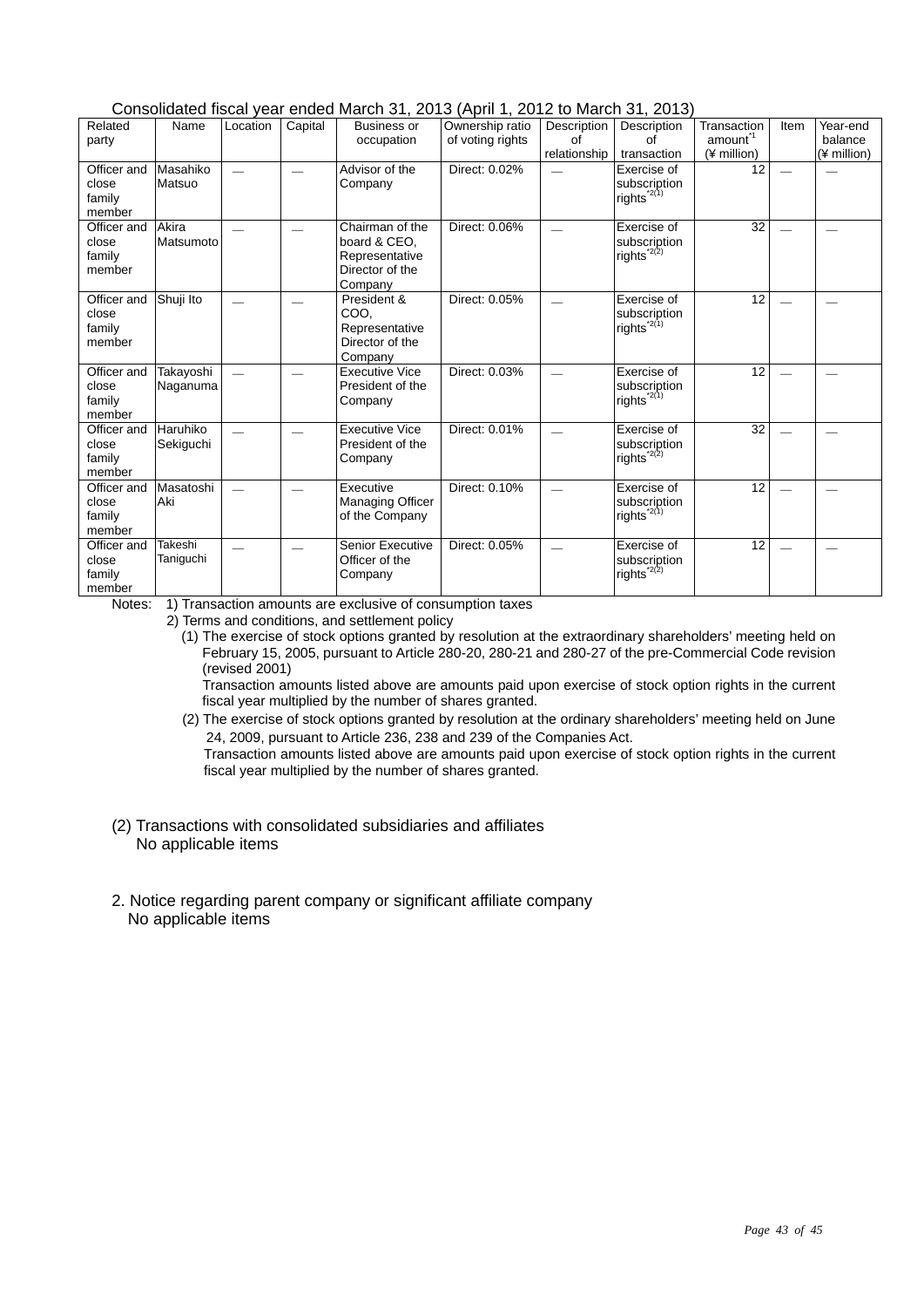Consolidated fiscal year ended March 31, 2013 (April 1, 2012 to March 31, 2013)

| Related party | Name | Location | Capital | Business or occupation | Ownership ratio of voting rights | Description of relationship | Description of transaction | Transaction amount[*1] (¥ million) | Item | Year-end balance (¥ million) |
|---|---|---|---|---|---|---|---|---|---|---|
| Officer and close family member | Masahiko Matsuo | — | — | Advisor of the Company | Direct: 0.02% | — | Exercise of subscription rights[*2(1)] | 12 | — | — |
| Officer and close family member | Akira Matsumoto | — | — | Chairman of the board & CEO, Representative Director of the Company | Direct: 0.06% | — | Exercise of subscription rights[*2(2)] | 32 | — | — |
| Officer and close family member | Shuji Ito | — | — | President & COO, Representative Director of the Company | Direct: 0.05% | — | Exercise of subscription rights[*2(1)] | 12 | — | — |
| Officer and close family member | Takayoshi Naganuma | — | — | Executive Vice President of the Company | Direct: 0.03% | — | Exercise of subscription rights[*2(1)] | 12 | — | — |
| Officer and close family member | Haruhiko Sekiguchi | — | — | Executive Vice President of the Company | Direct: 0.01% | — | Exercise of subscription rights[*2(2)] | 32 | — | — |
| Officer and close family member | Masatoshi Aki | — | — | Executive Managing Officer of the Company | Direct: 0.10% | — | Exercise of subscription rights[*2(1)] | 12 | — | — |
| Officer and close family member | Takeshi Taniguchi | — | — | Senior Executive Officer of the Company | Direct: 0.05% | — | Exercise of subscription rights[*2(2)] | 12 | — | — |

Notes: 1) Transaction amounts are exclusive of consumption taxes

2) Terms and conditions, and settlement policy

(1) The exercise of stock options granted by resolution at the extraordinary shareholders' meeting held on February 15, 2005, pursuant to Article 280-20, 280-21 and 280-27 of the pre-Commercial Code revision (revised 2001)
Transaction amounts listed above are amounts paid upon exercise of stock option rights in the current fiscal year multiplied by the number of shares granted.

(2) The exercise of stock options granted by resolution at the ordinary shareholders' meeting held on June 24, 2009, pursuant to Article 236, 238 and 239 of the Companies Act.
Transaction amounts listed above are amounts paid upon exercise of stock option rights in the current fiscal year multiplied by the number of shares granted.

(2) Transactions with consolidated subsidiaries and affiliates
No applicable items

2. Notice regarding parent company or significant affiliate company
No applicable items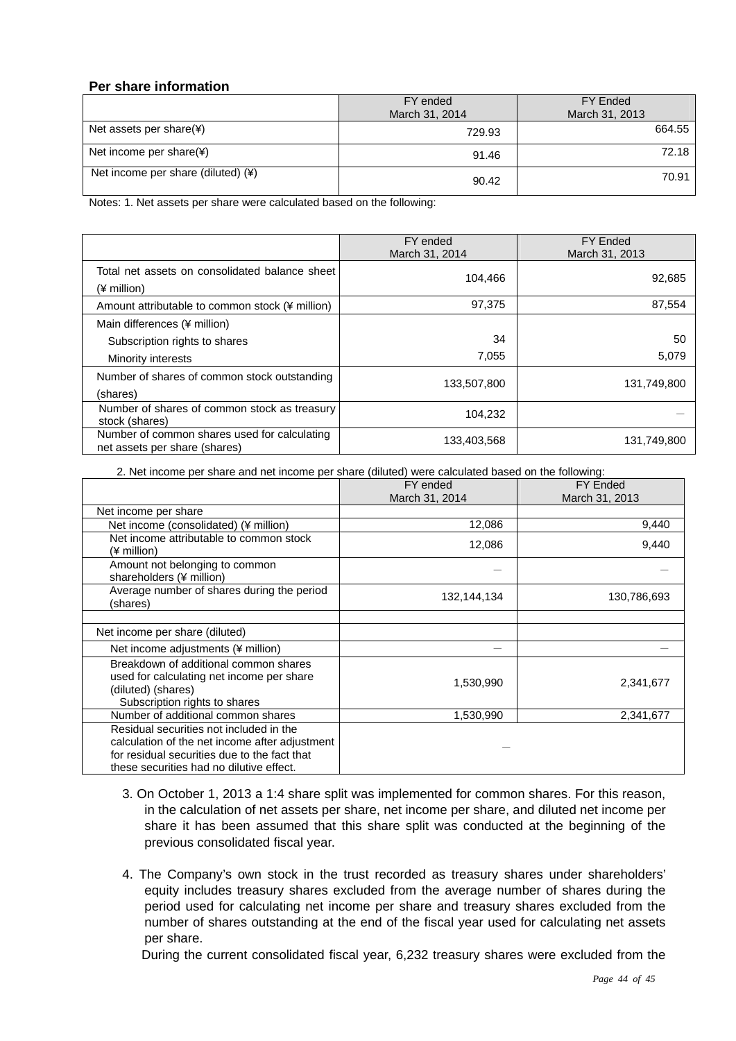**Per share information**

| | FY ended March 31, 2014 | FY Ended March 31, 2013 |
|---|---|---|
| Net assets per share(¥) | 729.93 | 664.55 |
| Net income per share(¥) | 91.46 | 72.18 |
| Net income per share (diluted) (¥) | 90.42 | 70.91 |

Notes: 1. Net assets per share were calculated based on the following:

| | FY ended March 31, 2014 | FY Ended March 31, 2013 |
|---|---|---|
| Total net assets on consolidated balance sheet (¥ million) | 104,466 | 92,685 |
| Amount attributable to common stock (¥ million) | 97,375 | 87,554 |
| Main differences (¥ million) | | |
| Subscription rights to shares | 34 | 50 |
| Minority interests | 7,055 | 5,079 |
| Number of shares of common stock outstanding (shares) | 133,507,800 | 131,749,800 |
| Number of shares of common stock as treasury stock (shares) | 104,232 | — |
| Number of common shares used for calculating net assets per share (shares) | 133,403,568 | 131,749,800 |

2. Net income per share and net income per share (diluted) were calculated based on the following:

| | FY ended March 31, 2014 | FY Ended March 31, 2013 |
|---|---|---|
| Net income per share | | |
| Net income (consolidated) (¥ million) | 12,086 | 9,440 |
| Net income attributable to common stock (¥ million) | 12,086 | 9,440 |
| Amount not belonging to common shareholders (¥ million) | — | — |
| Average number of shares during the period (shares) | 132,144,134 | 130,786,693 |
| | | |
| Net income per share (diluted) | | |
| Net income adjustments (¥ million) | — | — |
| Breakdown of additional common shares used for calculating net income per share (diluted) (shares) Subscription rights to shares | 1,530,990 | 2,341,677 |
| Number of additional common shares | 1,530,990 | 2,341,677 |
| Residual securities not included in the calculation of the net income after adjustment for residual securities due to the fact that these securities had no dilutive effect. | — | |

3. On October 1, 2013 a 1:4 share split was implemented for common shares. For this reason, in the calculation of net assets per share, net income per share, and diluted net income per share it has been assumed that this share split was conducted at the beginning of the previous consolidated fiscal year.

4. The Company's own stock in the trust recorded as treasury shares under shareholders' equity includes treasury shares excluded from the average number of shares during the period used for calculating net income per share and treasury shares excluded from the number of shares outstanding at the end of the fiscal year used for calculating net assets per share.
During the current consolidated fiscal year, 6,232 treasury shares were excluded from the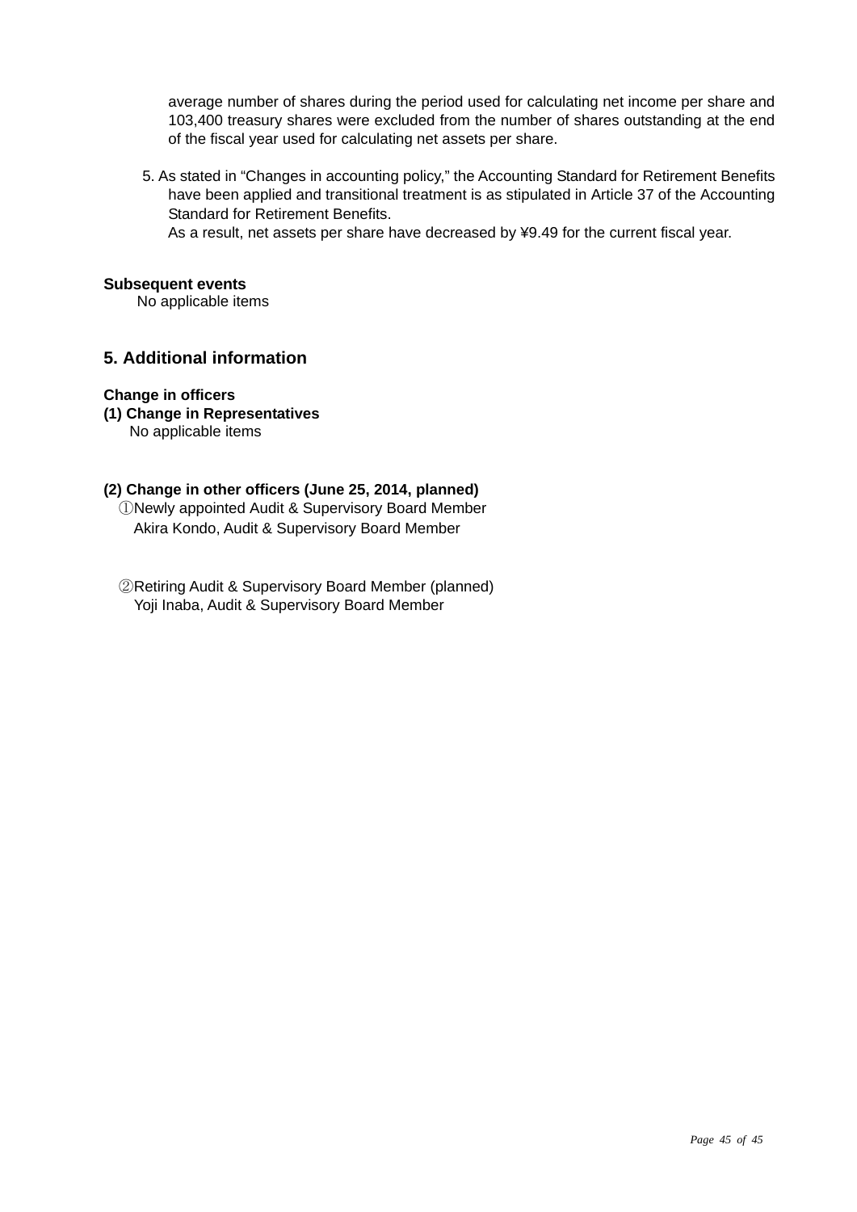average number of shares during the period used for calculating net income per share and 103,400 treasury shares were excluded from the number of shares outstanding at the end of the fiscal year used for calculating net assets per share.

5. As stated in “Changes in accounting policy,” the Accounting Standard for Retirement Benefits have been applied and transitional treatment is as stipulated in Article 37 of the Accounting Standard for Retirement Benefits.
   As a result, net assets per share have decreased by ¥9.49 for the current fiscal year.

**Subsequent events**

No applicable items

## 5. Additional information

**Change in officers**

**(1) Change in Representatives**

No applicable items

**(2) Change in other officers (June 25, 2014, planned)**

①Newly appointed Audit & Supervisory Board Member
Akira Kondo, Audit & Supervisory Board Member

②Retiring Audit & Supervisory Board Member (planned)
Yoji Inaba, Audit & Supervisory Board Member